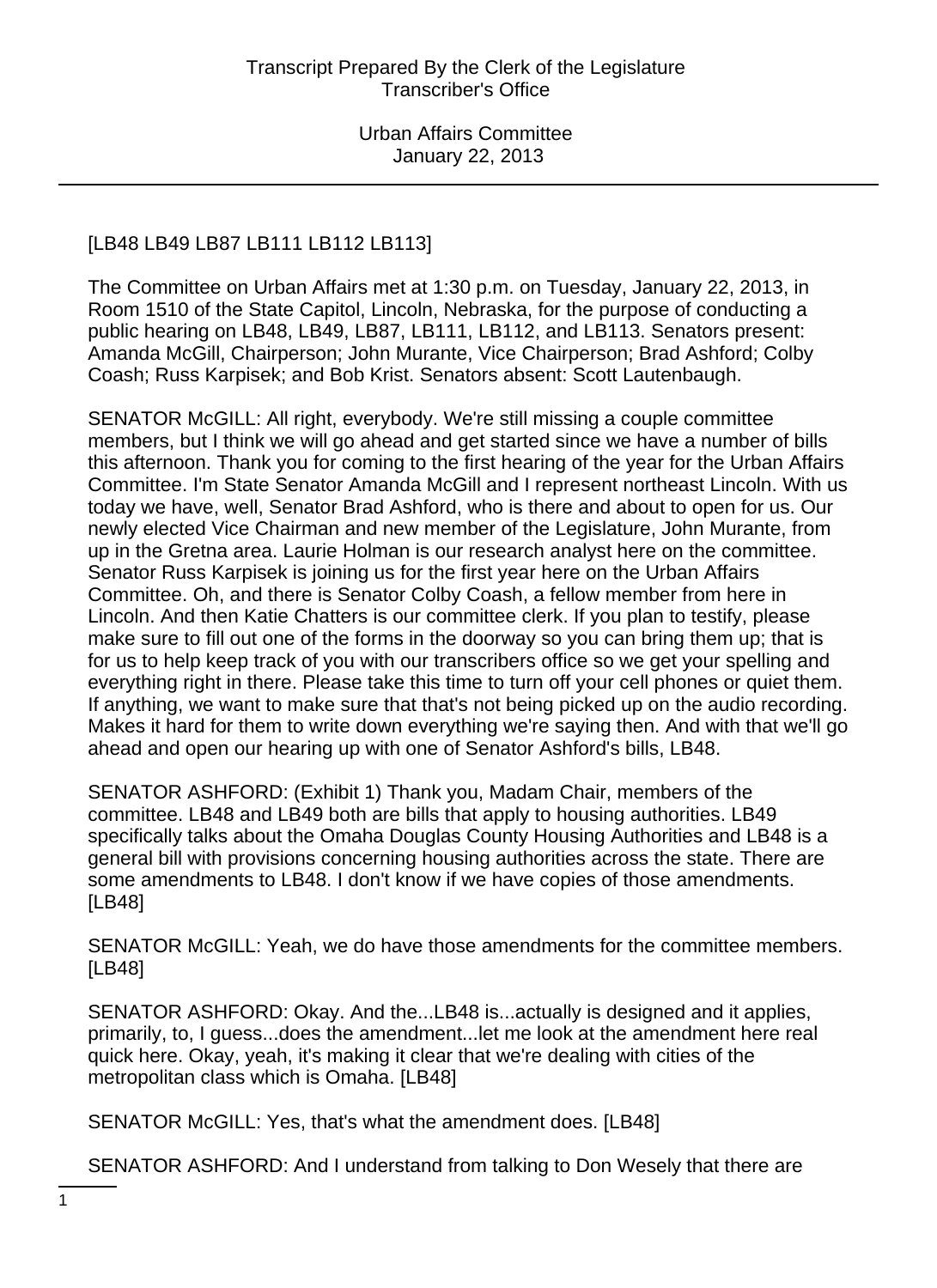[LB48 LB49 LB87 LB111 LB112 LB113]

The Committee on Urban Affairs met at 1:30 p.m. on Tuesday, January 22, 2013, in Room 1510 of the State Capitol, Lincoln, Nebraska, for the purpose of conducting a public hearing on LB48, LB49, LB87, LB111, LB112, and LB113. Senators present: Amanda McGill, Chairperson; John Murante, Vice Chairperson; Brad Ashford; Colby Coash; Russ Karpisek; and Bob Krist. Senators absent: Scott Lautenbaugh.

SENATOR McGILL: All right, everybody. We're still missing a couple committee members, but I think we will go ahead and get started since we have a number of bills this afternoon. Thank you for coming to the first hearing of the year for the Urban Affairs Committee. I'm State Senator Amanda McGill and I represent northeast Lincoln. With us today we have, well, Senator Brad Ashford, who is there and about to open for us. Our newly elected Vice Chairman and new member of the Legislature, John Murante, from up in the Gretna area. Laurie Holman is our research analyst here on the committee. Senator Russ Karpisek is joining us for the first year here on the Urban Affairs Committee. Oh, and there is Senator Colby Coash, a fellow member from here in Lincoln. And then Katie Chatters is our committee clerk. If you plan to testify, please make sure to fill out one of the forms in the doorway so you can bring them up; that is for us to help keep track of you with our transcribers office so we get your spelling and everything right in there. Please take this time to turn off your cell phones or quiet them. If anything, we want to make sure that that's not being picked up on the audio recording. Makes it hard for them to write down everything we're saying then. And with that we'll go ahead and open our hearing up with one of Senator Ashford's bills, LB48.

SENATOR ASHFORD: (Exhibit 1) Thank you, Madam Chair, members of the committee. LB48 and LB49 both are bills that apply to housing authorities. LB49 specifically talks about the Omaha Douglas County Housing Authorities and LB48 is a general bill with provisions concerning housing authorities across the state. There are some amendments to LB48. I don't know if we have copies of those amendments. [LB48]

SENATOR McGILL: Yeah, we do have those amendments for the committee members. [LB48]

SENATOR ASHFORD: Okay. And the...LB48 is...actually is designed and it applies, primarily, to, I guess...does the amendment...let me look at the amendment here real quick here. Okay, yeah, it's making it clear that we're dealing with cities of the metropolitan class which is Omaha. [LB48]

SENATOR McGILL: Yes, that's what the amendment does. [LB48]

SENATOR ASHFORD: And I understand from talking to Don Wesely that there are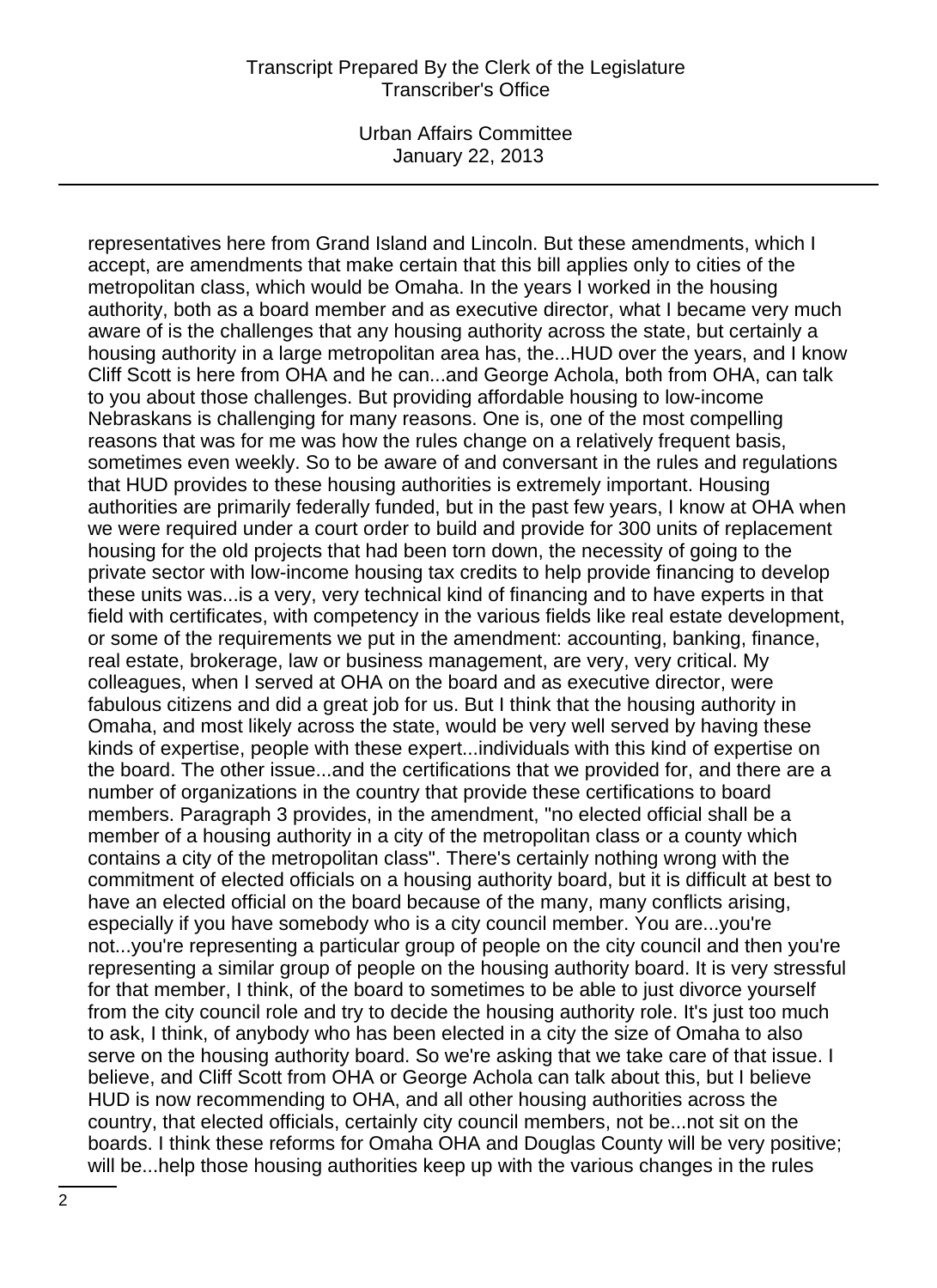representatives here from Grand Island and Lincoln. But these amendments, which I accept, are amendments that make certain that this bill applies only to cities of the metropolitan class, which would be Omaha. In the years I worked in the housing authority, both as a board member and as executive director, what I became very much aware of is the challenges that any housing authority across the state, but certainly a housing authority in a large metropolitan area has, the...HUD over the years, and I know Cliff Scott is here from OHA and he can...and George Achola, both from OHA, can talk to you about those challenges. But providing affordable housing to low-income Nebraskans is challenging for many reasons. One is, one of the most compelling reasons that was for me was how the rules change on a relatively frequent basis, sometimes even weekly. So to be aware of and conversant in the rules and regulations that HUD provides to these housing authorities is extremely important. Housing authorities are primarily federally funded, but in the past few years, I know at OHA when we were required under a court order to build and provide for 300 units of replacement housing for the old projects that had been torn down, the necessity of going to the private sector with low-income housing tax credits to help provide financing to develop these units was...is a very, very technical kind of financing and to have experts in that field with certificates, with competency in the various fields like real estate development, or some of the requirements we put in the amendment: accounting, banking, finance, real estate, brokerage, law or business management, are very, very critical. My colleagues, when I served at OHA on the board and as executive director, were fabulous citizens and did a great job for us. But I think that the housing authority in Omaha, and most likely across the state, would be very well served by having these kinds of expertise, people with these expert...individuals with this kind of expertise on the board. The other issue...and the certifications that we provided for, and there are a number of organizations in the country that provide these certifications to board members. Paragraph 3 provides, in the amendment, "no elected official shall be a member of a housing authority in a city of the metropolitan class or a county which contains a city of the metropolitan class". There's certainly nothing wrong with the commitment of elected officials on a housing authority board, but it is difficult at best to have an elected official on the board because of the many, many conflicts arising, especially if you have somebody who is a city council member. You are...you're not...you're representing a particular group of people on the city council and then you're representing a similar group of people on the housing authority board. It is very stressful for that member, I think, of the board to sometimes to be able to just divorce yourself from the city council role and try to decide the housing authority role. It's just too much to ask, I think, of anybody who has been elected in a city the size of Omaha to also serve on the housing authority board. So we're asking that we take care of that issue. I believe, and Cliff Scott from OHA or George Achola can talk about this, but I believe HUD is now recommending to OHA, and all other housing authorities across the country, that elected officials, certainly city council members, not be...not sit on the boards. I think these reforms for Omaha OHA and Douglas County will be very positive; will be...help those housing authorities keep up with the various changes in the rules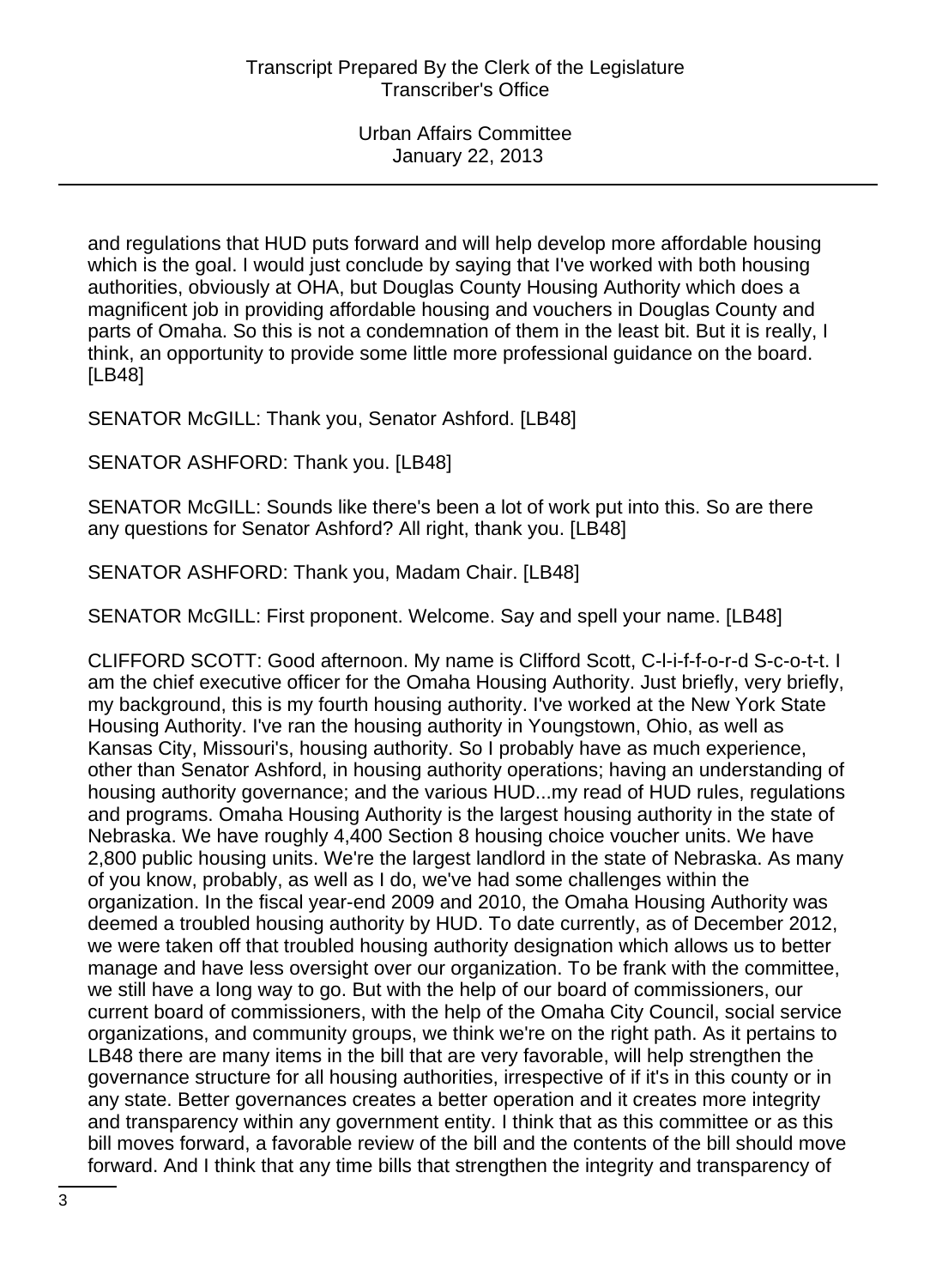and regulations that HUD puts forward and will help develop more affordable housing which is the goal. I would just conclude by saying that I've worked with both housing authorities, obviously at OHA, but Douglas County Housing Authority which does a magnificent job in providing affordable housing and vouchers in Douglas County and parts of Omaha. So this is not a condemnation of them in the least bit. But it is really, I think, an opportunity to provide some little more professional guidance on the board. [LB48]

SENATOR McGILL: Thank you, Senator Ashford. [LB48]

SENATOR ASHFORD: Thank you. [LB48]

SENATOR McGILL: Sounds like there's been a lot of work put into this. So are there any questions for Senator Ashford? All right, thank you. [LB48]

SENATOR ASHFORD: Thank you, Madam Chair. [LB48]

SENATOR McGILL: First proponent. Welcome. Say and spell your name. [LB48]

CLIFFORD SCOTT: Good afternoon. My name is Clifford Scott, C-l-i-f-f-o-r-d S-c-o-t-t. I am the chief executive officer for the Omaha Housing Authority. Just briefly, very briefly, my background, this is my fourth housing authority. I've worked at the New York State Housing Authority. I've ran the housing authority in Youngstown, Ohio, as well as Kansas City, Missouri's, housing authority. So I probably have as much experience, other than Senator Ashford, in housing authority operations; having an understanding of housing authority governance; and the various HUD...my read of HUD rules, regulations and programs. Omaha Housing Authority is the largest housing authority in the state of Nebraska. We have roughly 4,400 Section 8 housing choice voucher units. We have 2,800 public housing units. We're the largest landlord in the state of Nebraska. As many of you know, probably, as well as I do, we've had some challenges within the organization. In the fiscal year-end 2009 and 2010, the Omaha Housing Authority was deemed a troubled housing authority by HUD. To date currently, as of December 2012, we were taken off that troubled housing authority designation which allows us to better manage and have less oversight over our organization. To be frank with the committee, we still have a long way to go. But with the help of our board of commissioners, our current board of commissioners, with the help of the Omaha City Council, social service organizations, and community groups, we think we're on the right path. As it pertains to LB48 there are many items in the bill that are very favorable, will help strengthen the governance structure for all housing authorities, irrespective of if it's in this county or in any state. Better governances creates a better operation and it creates more integrity and transparency within any government entity. I think that as this committee or as this bill moves forward, a favorable review of the bill and the contents of the bill should move forward. And I think that any time bills that strengthen the integrity and transparency of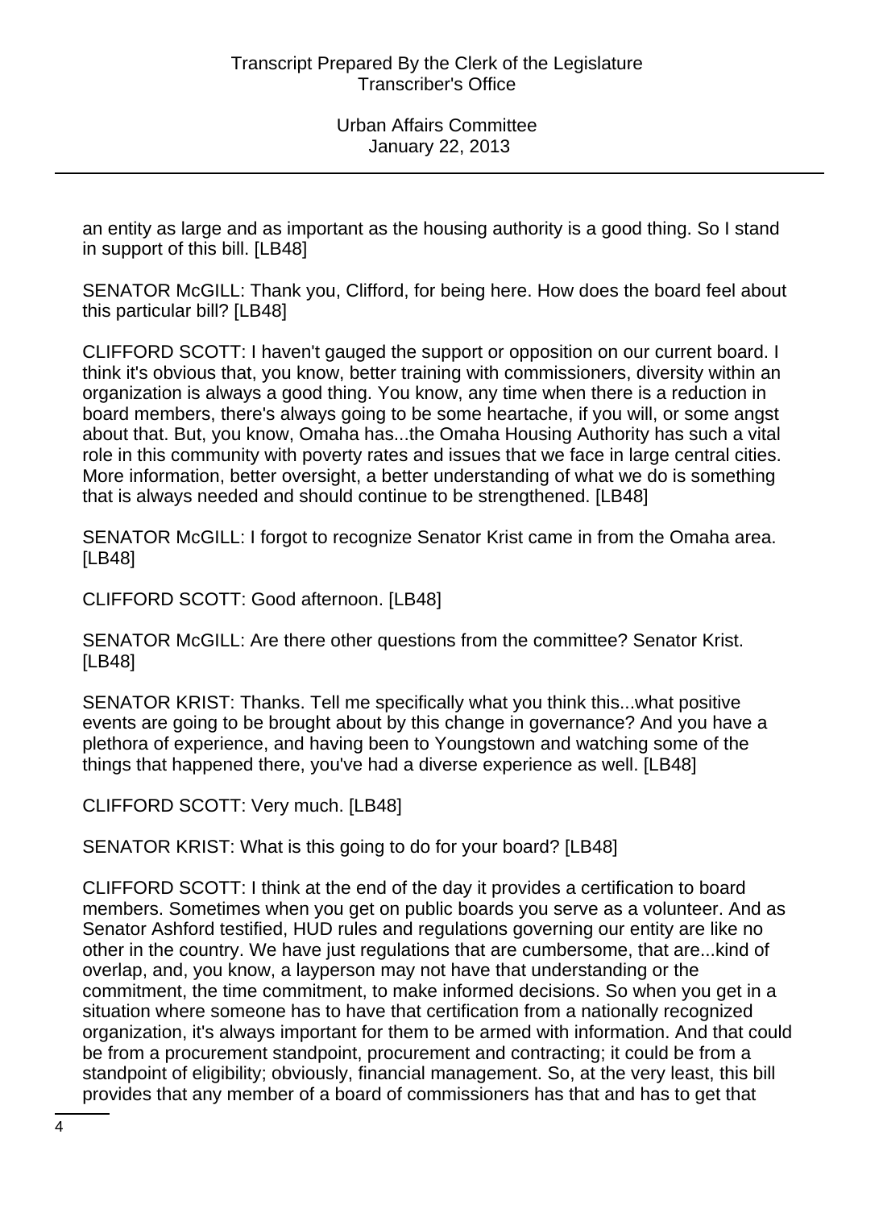an entity as large and as important as the housing authority is a good thing. So I stand in support of this bill. [LB48]

SENATOR McGILL: Thank you, Clifford, for being here. How does the board feel about this particular bill? [LB48]

CLIFFORD SCOTT: I haven't gauged the support or opposition on our current board. I think it's obvious that, you know, better training with commissioners, diversity within an organization is always a good thing. You know, any time when there is a reduction in board members, there's always going to be some heartache, if you will, or some angst about that. But, you know, Omaha has...the Omaha Housing Authority has such a vital role in this community with poverty rates and issues that we face in large central cities. More information, better oversight, a better understanding of what we do is something that is always needed and should continue to be strengthened. [LB48]

SENATOR McGILL: I forgot to recognize Senator Krist came in from the Omaha area. [LB48]

CLIFFORD SCOTT: Good afternoon. [LB48]

SENATOR McGILL: Are there other questions from the committee? Senator Krist. [LB48]

SENATOR KRIST: Thanks. Tell me specifically what you think this...what positive events are going to be brought about by this change in governance? And you have a plethora of experience, and having been to Youngstown and watching some of the things that happened there, you've had a diverse experience as well. [LB48]

CLIFFORD SCOTT: Very much. [LB48]

SENATOR KRIST: What is this going to do for your board? [LB48]

CLIFFORD SCOTT: I think at the end of the day it provides a certification to board members. Sometimes when you get on public boards you serve as a volunteer. And as Senator Ashford testified, HUD rules and regulations governing our entity are like no other in the country. We have just regulations that are cumbersome, that are...kind of overlap, and, you know, a layperson may not have that understanding or the commitment, the time commitment, to make informed decisions. So when you get in a situation where someone has to have that certification from a nationally recognized organization, it's always important for them to be armed with information. And that could be from a procurement standpoint, procurement and contracting; it could be from a standpoint of eligibility; obviously, financial management. So, at the very least, this bill provides that any member of a board of commissioners has that and has to get that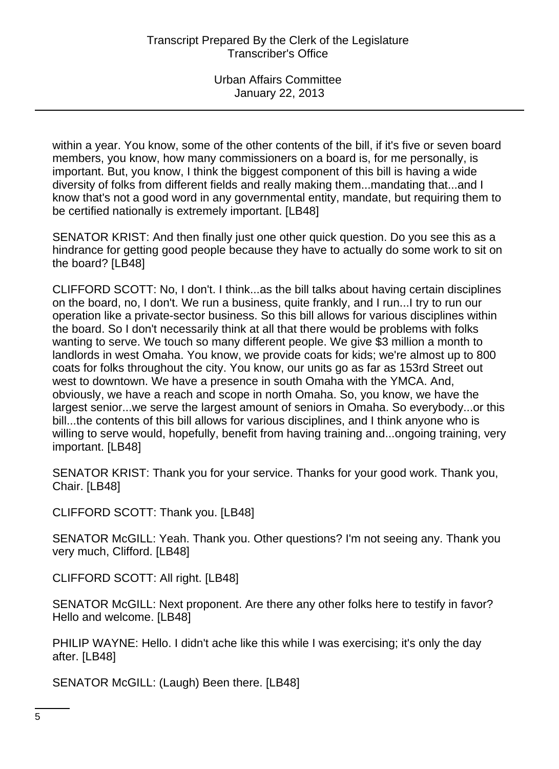within a year. You know, some of the other contents of the bill, if it's five or seven board members, you know, how many commissioners on a board is, for me personally, is important. But, you know, I think the biggest component of this bill is having a wide diversity of folks from different fields and really making them...mandating that...and I know that's not a good word in any governmental entity, mandate, but requiring them to be certified nationally is extremely important. [LB48]

SENATOR KRIST: And then finally just one other quick question. Do you see this as a hindrance for getting good people because they have to actually do some work to sit on the board? [LB48]

CLIFFORD SCOTT: No, I don't. I think...as the bill talks about having certain disciplines on the board, no, I don't. We run a business, quite frankly, and I run...I try to run our operation like a private-sector business. So this bill allows for various disciplines within the board. So I don't necessarily think at all that there would be problems with folks wanting to serve. We touch so many different people. We give $3 million a month to landlords in west Omaha. You know, we provide coats for kids; we're almost up to 800 coats for folks throughout the city. You know, our units go as far as 153rd Street out west to downtown. We have a presence in south Omaha with the YMCA. And, obviously, we have a reach and scope in north Omaha. So, you know, we have the largest senior...we serve the largest amount of seniors in Omaha. So everybody...or this bill...the contents of this bill allows for various disciplines, and I think anyone who is willing to serve would, hopefully, benefit from having training and...ongoing training, very important. [LB48]

SENATOR KRIST: Thank you for your service. Thanks for your good work. Thank you, Chair. [LB48]

CLIFFORD SCOTT: Thank you. [LB48]

SENATOR McGILL: Yeah. Thank you. Other questions? I'm not seeing any. Thank you very much, Clifford. [LB48]

CLIFFORD SCOTT: All right. [LB48]

SENATOR McGILL: Next proponent. Are there any other folks here to testify in favor? Hello and welcome. [LB48]

PHILIP WAYNE: Hello. I didn't ache like this while I was exercising; it's only the day after. [LB48]

SENATOR McGILL: (Laugh) Been there. [LB48]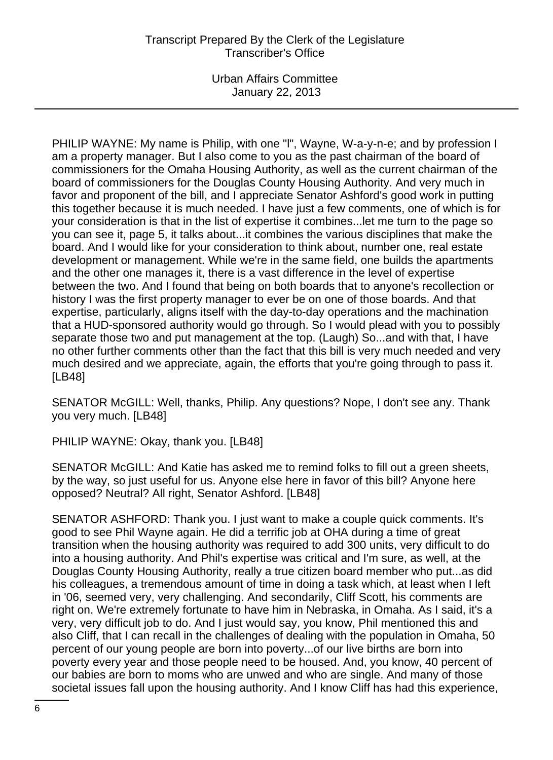PHILIP WAYNE: My name is Philip, with one "l", Wayne, W-a-y-n-e; and by profession I am a property manager. But I also come to you as the past chairman of the board of commissioners for the Omaha Housing Authority, as well as the current chairman of the board of commissioners for the Douglas County Housing Authority. And very much in favor and proponent of the bill, and I appreciate Senator Ashford's good work in putting this together because it is much needed. I have just a few comments, one of which is for your consideration is that in the list of expertise it combines...let me turn to the page so you can see it, page 5, it talks about...it combines the various disciplines that make the board. And I would like for your consideration to think about, number one, real estate development or management. While we're in the same field, one builds the apartments and the other one manages it, there is a vast difference in the level of expertise between the two. And I found that being on both boards that to anyone's recollection or history I was the first property manager to ever be on one of those boards. And that expertise, particularly, aligns itself with the day-to-day operations and the machination that a HUD-sponsored authority would go through. So I would plead with you to possibly separate those two and put management at the top. (Laugh) So...and with that, I have no other further comments other than the fact that this bill is very much needed and very much desired and we appreciate, again, the efforts that you're going through to pass it. [LB48]

SENATOR McGILL: Well, thanks, Philip. Any questions? Nope, I don't see any. Thank you very much. [LB48]

PHILIP WAYNE: Okay, thank you. [LB48]

SENATOR McGILL: And Katie has asked me to remind folks to fill out a green sheets, by the way, so just useful for us. Anyone else here in favor of this bill? Anyone here opposed? Neutral? All right, Senator Ashford. [LB48]

SENATOR ASHFORD: Thank you. I just want to make a couple quick comments. It's good to see Phil Wayne again. He did a terrific job at OHA during a time of great transition when the housing authority was required to add 300 units, very difficult to do into a housing authority. And Phil's expertise was critical and I'm sure, as well, at the Douglas County Housing Authority, really a true citizen board member who put...as did his colleagues, a tremendous amount of time in doing a task which, at least when I left in '06, seemed very, very challenging. And secondarily, Cliff Scott, his comments are right on. We're extremely fortunate to have him in Nebraska, in Omaha. As I said, it's a very, very difficult job to do. And I just would say, you know, Phil mentioned this and also Cliff, that I can recall in the challenges of dealing with the population in Omaha, 50 percent of our young people are born into poverty...of our live births are born into poverty every year and those people need to be housed. And, you know, 40 percent of our babies are born to moms who are unwed and who are single. And many of those societal issues fall upon the housing authority. And I know Cliff has had this experience,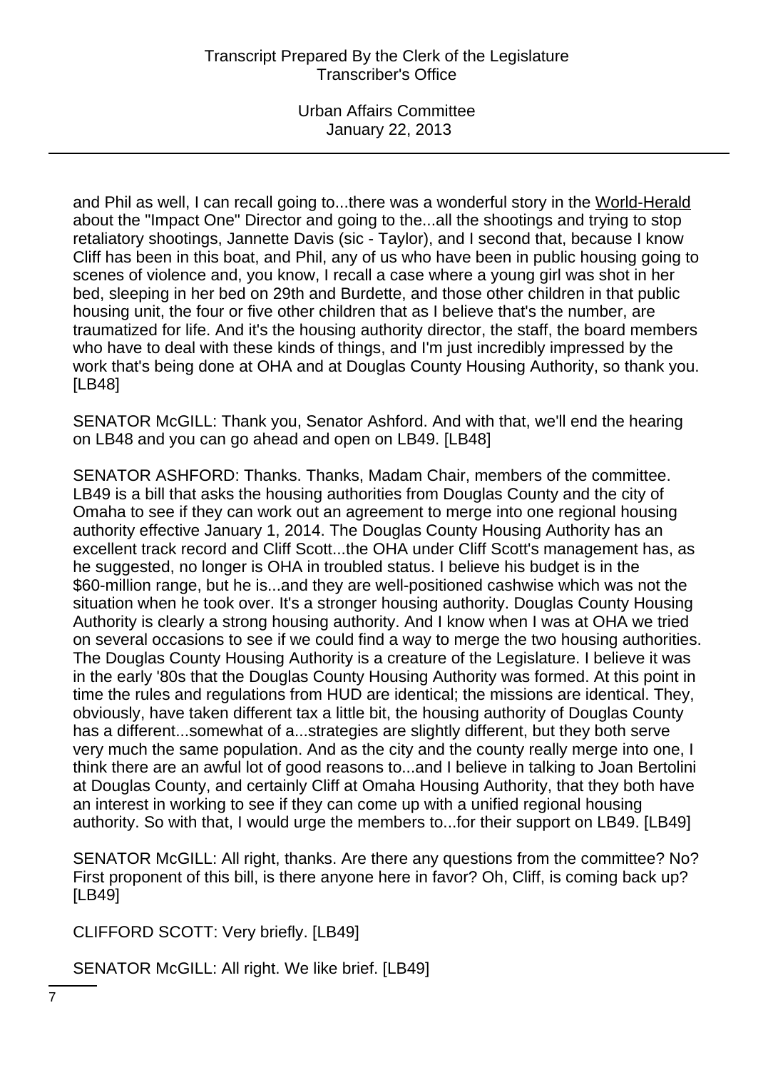and Phil as well, I can recall going to...there was a wonderful story in the World-Herald about the "Impact One" Director and going to the...all the shootings and trying to stop retaliatory shootings, Jannette Davis (sic - Taylor), and I second that, because I know Cliff has been in this boat, and Phil, any of us who have been in public housing going to scenes of violence and, you know, I recall a case where a young girl was shot in her bed, sleeping in her bed on 29th and Burdette, and those other children in that public housing unit, the four or five other children that as I believe that's the number, are traumatized for life. And it's the housing authority director, the staff, the board members who have to deal with these kinds of things, and I'm just incredibly impressed by the work that's being done at OHA and at Douglas County Housing Authority, so thank you. [LB48]

SENATOR McGILL: Thank you, Senator Ashford. And with that, we'll end the hearing on LB48 and you can go ahead and open on LB49. [LB48]

SENATOR ASHFORD: Thanks. Thanks, Madam Chair, members of the committee. LB49 is a bill that asks the housing authorities from Douglas County and the city of Omaha to see if they can work out an agreement to merge into one regional housing authority effective January 1, 2014. The Douglas County Housing Authority has an excellent track record and Cliff Scott...the OHA under Cliff Scott's management has, as he suggested, no longer is OHA in troubled status. I believe his budget is in the $60-million range, but he is...and they are well-positioned cashwise which was not the situation when he took over. It's a stronger housing authority. Douglas County Housing Authority is clearly a strong housing authority. And I know when I was at OHA we tried on several occasions to see if we could find a way to merge the two housing authorities. The Douglas County Housing Authority is a creature of the Legislature. I believe it was in the early '80s that the Douglas County Housing Authority was formed. At this point in time the rules and regulations from HUD are identical; the missions are identical. They, obviously, have taken different tax a little bit, the housing authority of Douglas County has a different...somewhat of a...strategies are slightly different, but they both serve very much the same population. And as the city and the county really merge into one, I think there are an awful lot of good reasons to...and I believe in talking to Joan Bertolini at Douglas County, and certainly Cliff at Omaha Housing Authority, that they both have an interest in working to see if they can come up with a unified regional housing authority. So with that, I would urge the members to...for their support on LB49. [LB49]

SENATOR McGILL: All right, thanks. Are there any questions from the committee? No? First proponent of this bill, is there anyone here in favor? Oh, Cliff, is coming back up? [LB49]

CLIFFORD SCOTT: Very briefly. [LB49]

SENATOR McGILL: All right. We like brief. [LB49]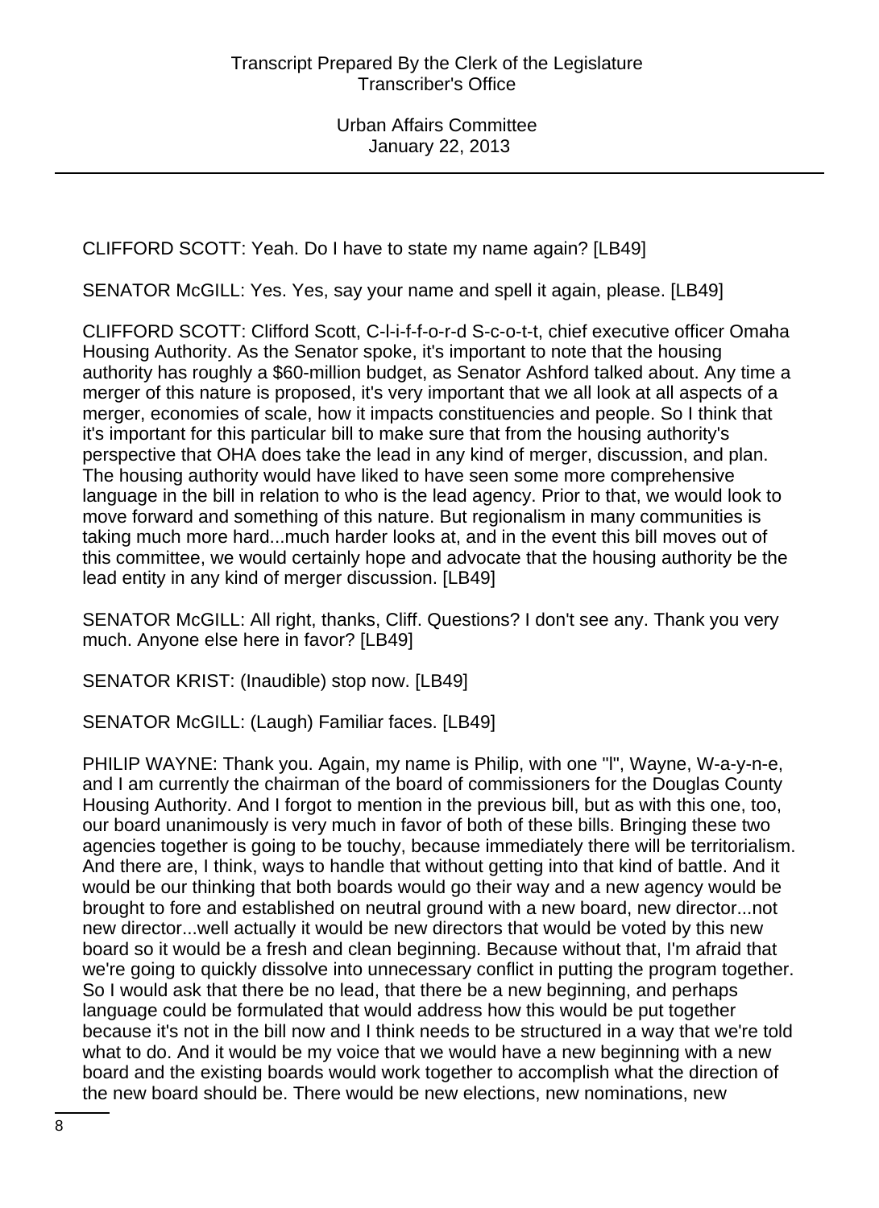CLIFFORD SCOTT: Yeah. Do I have to state my name again? [LB49]

SENATOR McGILL: Yes. Yes, say your name and spell it again, please. [LB49]

CLIFFORD SCOTT: Clifford Scott, C-l-i-f-f-o-r-d S-c-o-t-t, chief executive officer Omaha Housing Authority. As the Senator spoke, it's important to note that the housing authority has roughly a $60-million budget, as Senator Ashford talked about. Any time a merger of this nature is proposed, it's very important that we all look at all aspects of a merger, economies of scale, how it impacts constituencies and people. So I think that it's important for this particular bill to make sure that from the housing authority's perspective that OHA does take the lead in any kind of merger, discussion, and plan. The housing authority would have liked to have seen some more comprehensive language in the bill in relation to who is the lead agency. Prior to that, we would look to move forward and something of this nature. But regionalism in many communities is taking much more hard...much harder looks at, and in the event this bill moves out of this committee, we would certainly hope and advocate that the housing authority be the lead entity in any kind of merger discussion. [LB49]

SENATOR McGILL: All right, thanks, Cliff. Questions? I don't see any. Thank you very much. Anyone else here in favor? [LB49]

SENATOR KRIST: (Inaudible) stop now. [LB49]

SENATOR McGILL: (Laugh) Familiar faces. [LB49]

PHILIP WAYNE: Thank you. Again, my name is Philip, with one "l", Wayne, W-a-y-n-e, and I am currently the chairman of the board of commissioners for the Douglas County Housing Authority. And I forgot to mention in the previous bill, but as with this one, too, our board unanimously is very much in favor of both of these bills. Bringing these two agencies together is going to be touchy, because immediately there will be territorialism. And there are, I think, ways to handle that without getting into that kind of battle. And it would be our thinking that both boards would go their way and a new agency would be brought to fore and established on neutral ground with a new board, new director...not new director...well actually it would be new directors that would be voted by this new board so it would be a fresh and clean beginning. Because without that, I'm afraid that we're going to quickly dissolve into unnecessary conflict in putting the program together. So I would ask that there be no lead, that there be a new beginning, and perhaps language could be formulated that would address how this would be put together because it's not in the bill now and I think needs to be structured in a way that we're told what to do. And it would be my voice that we would have a new beginning with a new board and the existing boards would work together to accomplish what the direction of the new board should be. There would be new elections, new nominations, new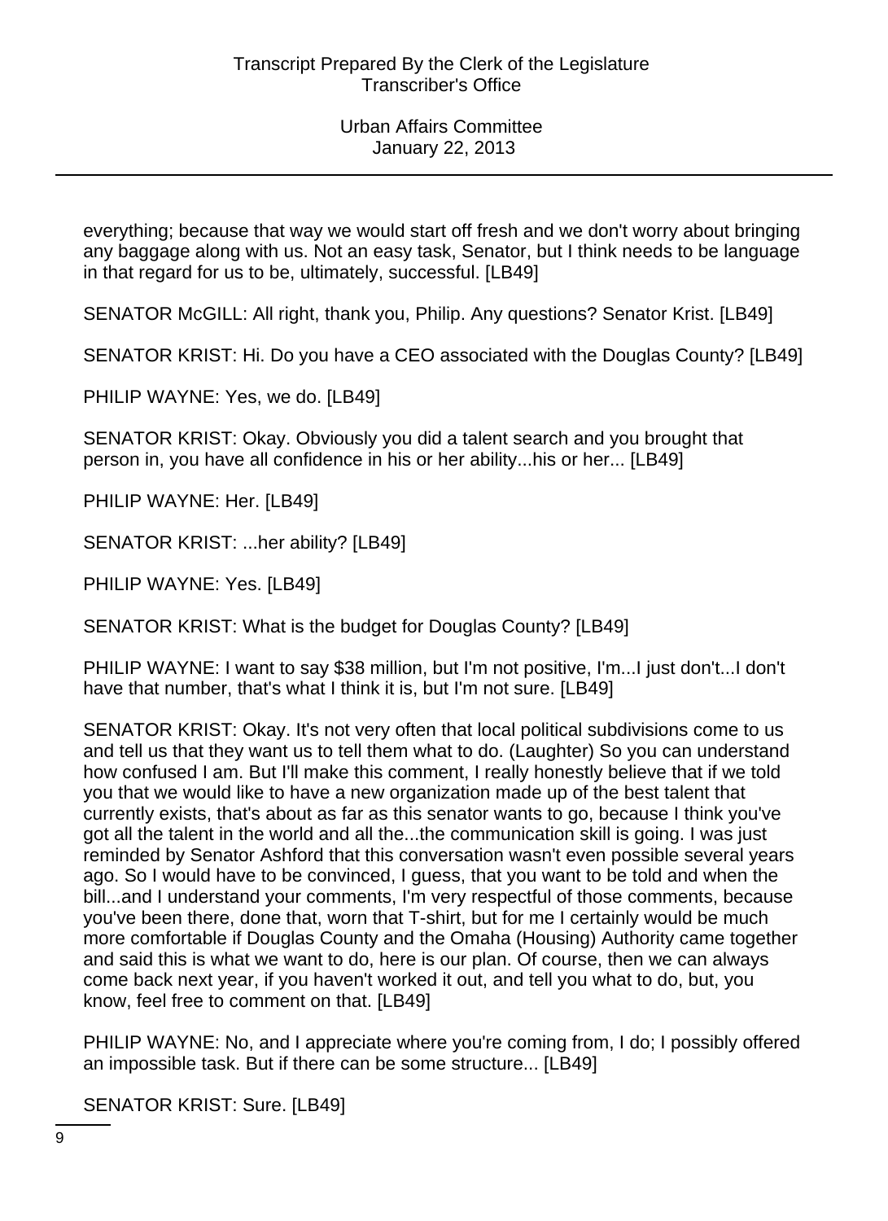everything; because that way we would start off fresh and we don't worry about bringing any baggage along with us. Not an easy task, Senator, but I think needs to be language in that regard for us to be, ultimately, successful. [LB49]

SENATOR McGILL: All right, thank you, Philip. Any questions? Senator Krist. [LB49]

SENATOR KRIST: Hi. Do you have a CEO associated with the Douglas County? [LB49]

PHILIP WAYNE: Yes, we do. [LB49]

SENATOR KRIST: Okay. Obviously you did a talent search and you brought that person in, you have all confidence in his or her ability...his or her... [LB49]

PHILIP WAYNE: Her. [LB49]

SENATOR KRIST: ...her ability? [LB49]

PHILIP WAYNE: Yes. [LB49]

SENATOR KRIST: What is the budget for Douglas County? [LB49]

PHILIP WAYNE: I want to say $38 million, but I'm not positive, I'm...I just don't...I don't have that number, that's what I think it is, but I'm not sure. [LB49]

SENATOR KRIST: Okay. It's not very often that local political subdivisions come to us and tell us that they want us to tell them what to do. (Laughter) So you can understand how confused I am. But I'll make this comment, I really honestly believe that if we told you that we would like to have a new organization made up of the best talent that currently exists, that's about as far as this senator wants to go, because I think you've got all the talent in the world and all the...the communication skill is going. I was just reminded by Senator Ashford that this conversation wasn't even possible several years ago. So I would have to be convinced, I guess, that you want to be told and when the bill...and I understand your comments, I'm very respectful of those comments, because you've been there, done that, worn that T-shirt, but for me I certainly would be much more comfortable if Douglas County and the Omaha (Housing) Authority came together and said this is what we want to do, here is our plan. Of course, then we can always come back next year, if you haven't worked it out, and tell you what to do, but, you know, feel free to comment on that. [LB49]

PHILIP WAYNE: No, and I appreciate where you're coming from, I do; I possibly offered an impossible task. But if there can be some structure... [LB49]

SENATOR KRIST: Sure. [LB49]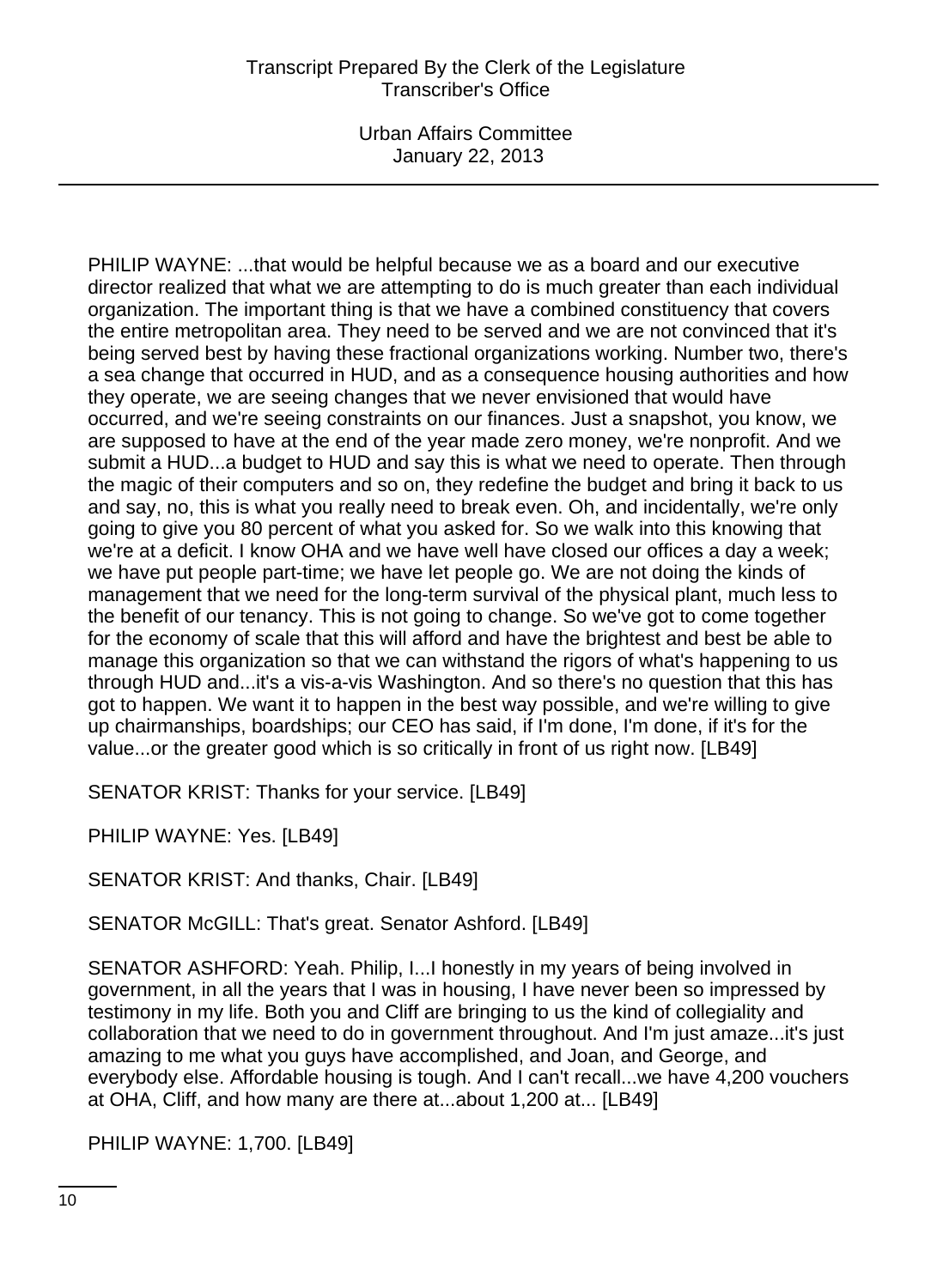PHILIP WAYNE: ...that would be helpful because we as a board and our executive director realized that what we are attempting to do is much greater than each individual organization. The important thing is that we have a combined constituency that covers the entire metropolitan area. They need to be served and we are not convinced that it's being served best by having these fractional organizations working. Number two, there's a sea change that occurred in HUD, and as a consequence housing authorities and how they operate, we are seeing changes that we never envisioned that would have occurred, and we're seeing constraints on our finances. Just a snapshot, you know, we are supposed to have at the end of the year made zero money, we're nonprofit. And we submit a HUD...a budget to HUD and say this is what we need to operate. Then through the magic of their computers and so on, they redefine the budget and bring it back to us and say, no, this is what you really need to break even. Oh, and incidentally, we're only going to give you 80 percent of what you asked for. So we walk into this knowing that we're at a deficit. I know OHA and we have well have closed our offices a day a week; we have put people part-time; we have let people go. We are not doing the kinds of management that we need for the long-term survival of the physical plant, much less to the benefit of our tenancy. This is not going to change. So we've got to come together for the economy of scale that this will afford and have the brightest and best be able to manage this organization so that we can withstand the rigors of what's happening to us through HUD and...it's a vis-a-vis Washington. And so there's no question that this has got to happen. We want it to happen in the best way possible, and we're willing to give up chairmanships, boardships; our CEO has said, if I'm done, I'm done, if it's for the value...or the greater good which is so critically in front of us right now. [LB49]

SENATOR KRIST: Thanks for your service. [LB49]

PHILIP WAYNE: Yes. [LB49]

SENATOR KRIST: And thanks, Chair. [LB49]

SENATOR McGILL: That's great. Senator Ashford. [LB49]

SENATOR ASHFORD: Yeah. Philip, I...I honestly in my years of being involved in government, in all the years that I was in housing, I have never been so impressed by testimony in my life. Both you and Cliff are bringing to us the kind of collegiality and collaboration that we need to do in government throughout. And I'm just amaze...it's just amazing to me what you guys have accomplished, and Joan, and George, and everybody else. Affordable housing is tough. And I can't recall...we have 4,200 vouchers at OHA, Cliff, and how many are there at...about 1,200 at... [LB49]

PHILIP WAYNE: 1,700. [LB49]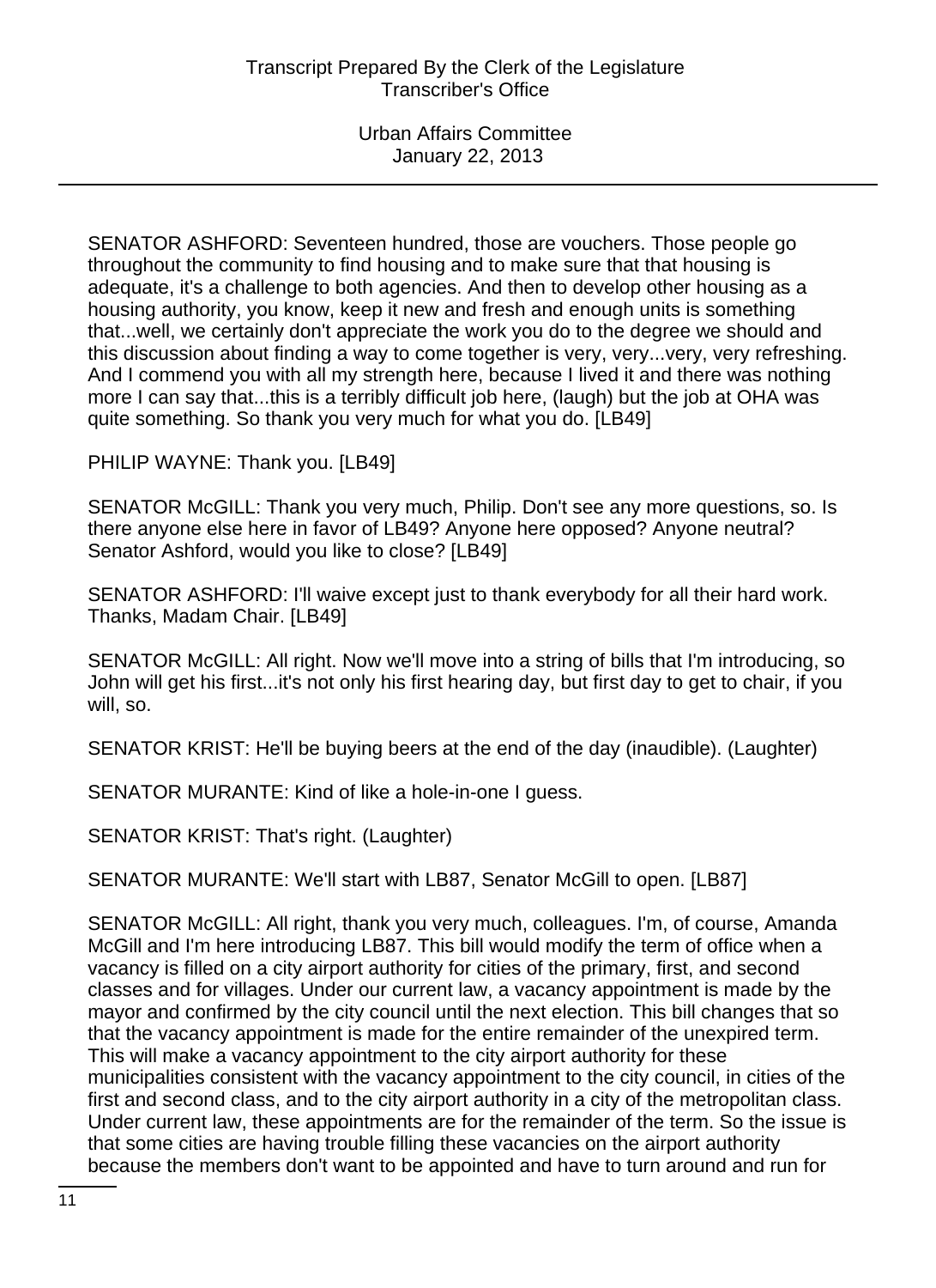SENATOR ASHFORD: Seventeen hundred, those are vouchers. Those people go throughout the community to find housing and to make sure that that housing is adequate, it's a challenge to both agencies. And then to develop other housing as a housing authority, you know, keep it new and fresh and enough units is something that...well, we certainly don't appreciate the work you do to the degree we should and this discussion about finding a way to come together is very, very...very, very refreshing. And I commend you with all my strength here, because I lived it and there was nothing more I can say that...this is a terribly difficult job here, (laugh) but the job at OHA was quite something. So thank you very much for what you do. [LB49]

PHILIP WAYNE: Thank you. [LB49]

SENATOR McGILL: Thank you very much, Philip. Don't see any more questions, so. Is there anyone else here in favor of LB49? Anyone here opposed? Anyone neutral? Senator Ashford, would you like to close? [LB49]

SENATOR ASHFORD: I'll waive except just to thank everybody for all their hard work. Thanks, Madam Chair. [LB49]

SENATOR McGILL: All right. Now we'll move into a string of bills that I'm introducing, so John will get his first...it's not only his first hearing day, but first day to get to chair, if you will, so.

SENATOR KRIST: He'll be buying beers at the end of the day (inaudible). (Laughter)

SENATOR MURANTE: Kind of like a hole-in-one I guess.

SENATOR KRIST: That's right. (Laughter)

SENATOR MURANTE: We'll start with LB87, Senator McGill to open. [LB87]

SENATOR McGILL: All right, thank you very much, colleagues. I'm, of course, Amanda McGill and I'm here introducing LB87. This bill would modify the term of office when a vacancy is filled on a city airport authority for cities of the primary, first, and second classes and for villages. Under our current law, a vacancy appointment is made by the mayor and confirmed by the city council until the next election. This bill changes that so that the vacancy appointment is made for the entire remainder of the unexpired term. This will make a vacancy appointment to the city airport authority for these municipalities consistent with the vacancy appointment to the city council, in cities of the first and second class, and to the city airport authority in a city of the metropolitan class. Under current law, these appointments are for the remainder of the term. So the issue is that some cities are having trouble filling these vacancies on the airport authority because the members don't want to be appointed and have to turn around and run for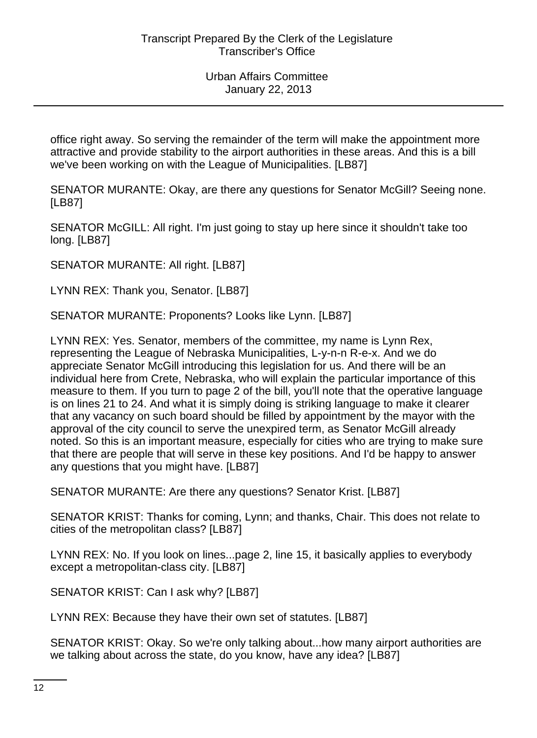office right away. So serving the remainder of the term will make the appointment more attractive and provide stability to the airport authorities in these areas. And this is a bill we've been working on with the League of Municipalities. [LB87]

SENATOR MURANTE: Okay, are there any questions for Senator McGill? Seeing none. [LB87]

SENATOR McGILL: All right. I'm just going to stay up here since it shouldn't take too long. [LB87]

SENATOR MURANTE: All right. [LB87]

LYNN REX: Thank you, Senator. [LB87]

SENATOR MURANTE: Proponents? Looks like Lynn. [LB87]

LYNN REX: Yes. Senator, members of the committee, my name is Lynn Rex, representing the League of Nebraska Municipalities, L-y-n-n R-e-x. And we do appreciate Senator McGill introducing this legislation for us. And there will be an individual here from Crete, Nebraska, who will explain the particular importance of this measure to them. If you turn to page 2 of the bill, you'll note that the operative language is on lines 21 to 24. And what it is simply doing is striking language to make it clearer that any vacancy on such board should be filled by appointment by the mayor with the approval of the city council to serve the unexpired term, as Senator McGill already noted. So this is an important measure, especially for cities who are trying to make sure that there are people that will serve in these key positions. And I'd be happy to answer any questions that you might have. [LB87]

SENATOR MURANTE: Are there any questions? Senator Krist. [LB87]

SENATOR KRIST: Thanks for coming, Lynn; and thanks, Chair. This does not relate to cities of the metropolitan class? [LB87]

LYNN REX: No. If you look on lines...page 2, line 15, it basically applies to everybody except a metropolitan-class city. [LB87]

SENATOR KRIST: Can I ask why? [LB87]

LYNN REX: Because they have their own set of statutes. [LB87]

SENATOR KRIST: Okay. So we're only talking about...how many airport authorities are we talking about across the state, do you know, have any idea? [LB87]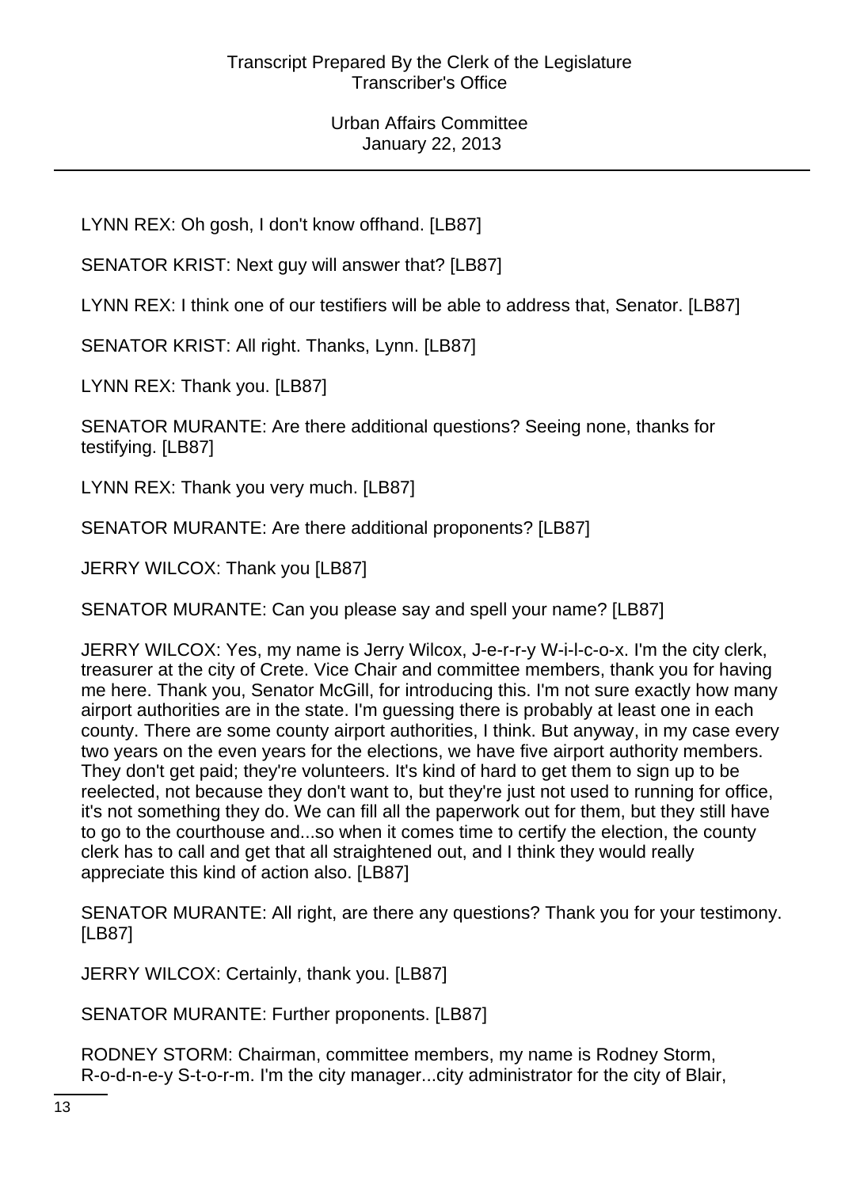LYNN REX: Oh gosh, I don't know offhand. [LB87]

SENATOR KRIST: Next guy will answer that? [LB87]

LYNN REX: I think one of our testifiers will be able to address that, Senator. [LB87]

SENATOR KRIST: All right. Thanks, Lynn. [LB87]

LYNN REX: Thank you. [LB87]

SENATOR MURANTE: Are there additional questions? Seeing none, thanks for testifying. [LB87]

LYNN REX: Thank you very much. [LB87]

SENATOR MURANTE: Are there additional proponents? [LB87]

JERRY WILCOX: Thank you [LB87]

SENATOR MURANTE: Can you please say and spell your name? [LB87]

JERRY WILCOX: Yes, my name is Jerry Wilcox, J-e-r-r-y W-i-l-c-o-x. I'm the city clerk, treasurer at the city of Crete. Vice Chair and committee members, thank you for having me here. Thank you, Senator McGill, for introducing this. I'm not sure exactly how many airport authorities are in the state. I'm guessing there is probably at least one in each county. There are some county airport authorities, I think. But anyway, in my case every two years on the even years for the elections, we have five airport authority members. They don't get paid; they're volunteers. It's kind of hard to get them to sign up to be reelected, not because they don't want to, but they're just not used to running for office, it's not something they do. We can fill all the paperwork out for them, but they still have to go to the courthouse and...so when it comes time to certify the election, the county clerk has to call and get that all straightened out, and I think they would really appreciate this kind of action also. [LB87]

SENATOR MURANTE: All right, are there any questions? Thank you for your testimony. [LB87]

JERRY WILCOX: Certainly, thank you. [LB87]

SENATOR MURANTE: Further proponents. [LB87]

RODNEY STORM: Chairman, committee members, my name is Rodney Storm, R-o-d-n-e-y S-t-o-r-m. I'm the city manager...city administrator for the city of Blair,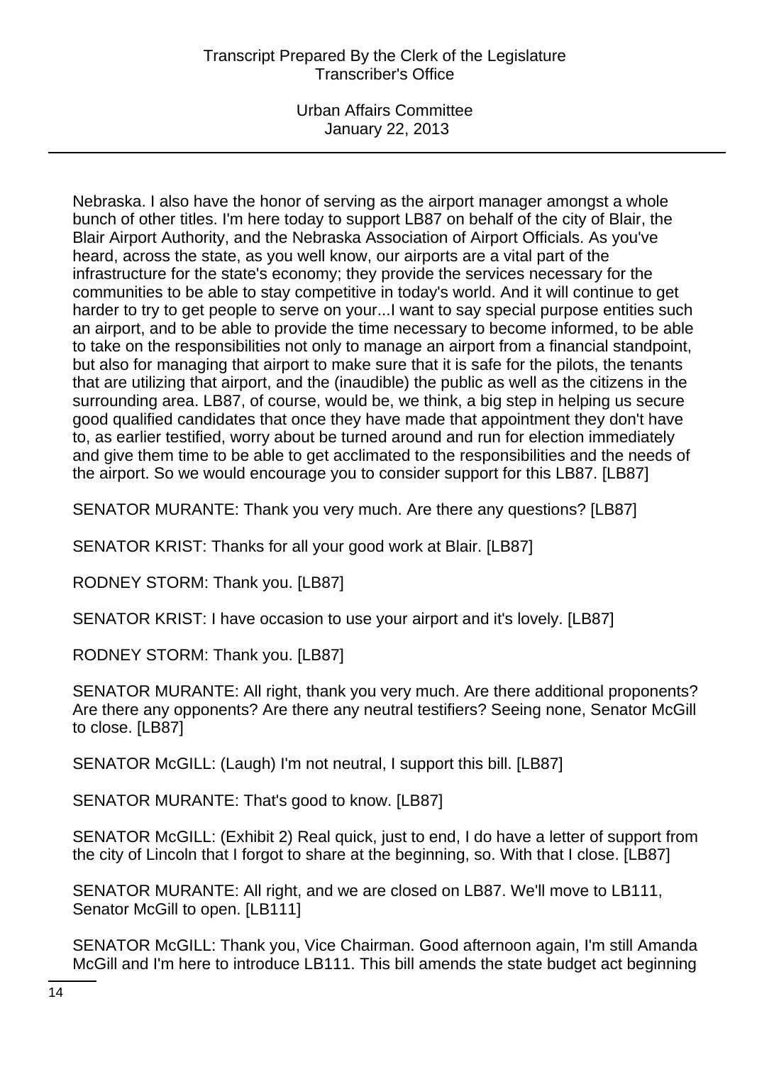Nebraska. I also have the honor of serving as the airport manager amongst a whole bunch of other titles. I'm here today to support LB87 on behalf of the city of Blair, the Blair Airport Authority, and the Nebraska Association of Airport Officials. As you've heard, across the state, as you well know, our airports are a vital part of the infrastructure for the state's economy; they provide the services necessary for the communities to be able to stay competitive in today's world. And it will continue to get harder to try to get people to serve on your...I want to say special purpose entities such an airport, and to be able to provide the time necessary to become informed, to be able to take on the responsibilities not only to manage an airport from a financial standpoint, but also for managing that airport to make sure that it is safe for the pilots, the tenants that are utilizing that airport, and the (inaudible) the public as well as the citizens in the surrounding area. LB87, of course, would be, we think, a big step in helping us secure good qualified candidates that once they have made that appointment they don't have to, as earlier testified, worry about be turned around and run for election immediately and give them time to be able to get acclimated to the responsibilities and the needs of the airport. So we would encourage you to consider support for this LB87. [LB87]

SENATOR MURANTE: Thank you very much. Are there any questions? [LB87]

SENATOR KRIST: Thanks for all your good work at Blair. [LB87]

RODNEY STORM: Thank you. [LB87]

SENATOR KRIST: I have occasion to use your airport and it's lovely. [LB87]

RODNEY STORM: Thank you. [LB87]

SENATOR MURANTE: All right, thank you very much. Are there additional proponents? Are there any opponents? Are there any neutral testifiers? Seeing none, Senator McGill to close. [LB87]

SENATOR McGILL: (Laugh) I'm not neutral, I support this bill. [LB87]

SENATOR MURANTE: That's good to know. [LB87]

SENATOR McGILL: (Exhibit 2) Real quick, just to end, I do have a letter of support from the city of Lincoln that I forgot to share at the beginning, so. With that I close. [LB87]

SENATOR MURANTE: All right, and we are closed on LB87. We'll move to LB111, Senator McGill to open. [LB111]

SENATOR McGILL: Thank you, Vice Chairman. Good afternoon again, I'm still Amanda McGill and I'm here to introduce LB111. This bill amends the state budget act beginning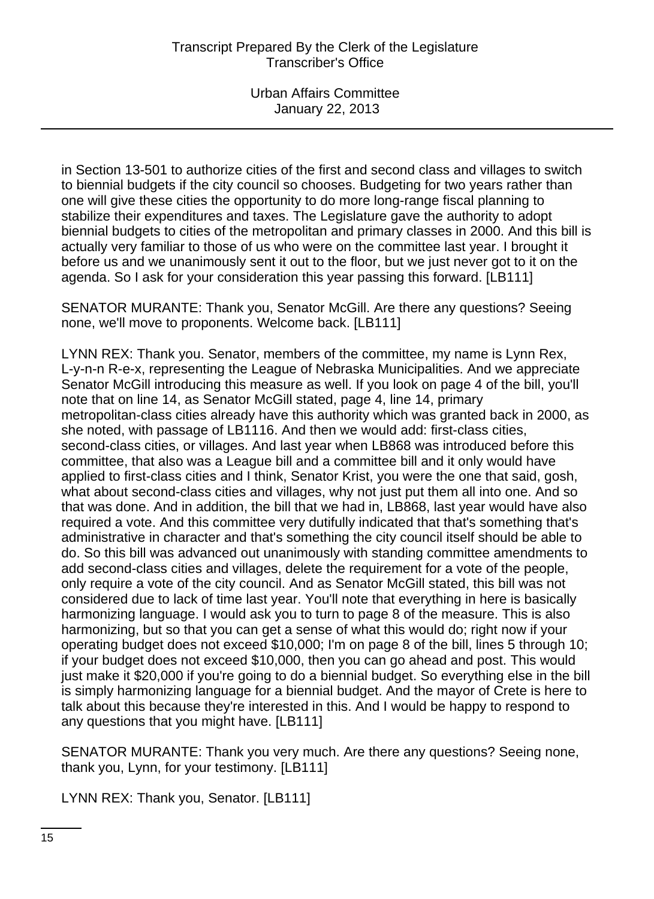in Section 13-501 to authorize cities of the first and second class and villages to switch to biennial budgets if the city council so chooses. Budgeting for two years rather than one will give these cities the opportunity to do more long-range fiscal planning to stabilize their expenditures and taxes. The Legislature gave the authority to adopt biennial budgets to cities of the metropolitan and primary classes in 2000. And this bill is actually very familiar to those of us who were on the committee last year. I brought it before us and we unanimously sent it out to the floor, but we just never got to it on the agenda. So I ask for your consideration this year passing this forward. [LB111]

SENATOR MURANTE: Thank you, Senator McGill. Are there any questions? Seeing none, we'll move to proponents. Welcome back. [LB111]

LYNN REX: Thank you. Senator, members of the committee, my name is Lynn Rex, L-y-n-n R-e-x, representing the League of Nebraska Municipalities. And we appreciate Senator McGill introducing this measure as well. If you look on page 4 of the bill, you'll note that on line 14, as Senator McGill stated, page 4, line 14, primary metropolitan-class cities already have this authority which was granted back in 2000, as she noted, with passage of LB1116. And then we would add: first-class cities, second-class cities, or villages. And last year when LB868 was introduced before this committee, that also was a League bill and a committee bill and it only would have applied to first-class cities and I think, Senator Krist, you were the one that said, gosh, what about second-class cities and villages, why not just put them all into one. And so that was done. And in addition, the bill that we had in, LB868, last year would have also required a vote. And this committee very dutifully indicated that that's something that's administrative in character and that's something the city council itself should be able to do. So this bill was advanced out unanimously with standing committee amendments to add second-class cities and villages, delete the requirement for a vote of the people, only require a vote of the city council. And as Senator McGill stated, this bill was not considered due to lack of time last year. You'll note that everything in here is basically harmonizing language. I would ask you to turn to page 8 of the measure. This is also harmonizing, but so that you can get a sense of what this would do; right now if your operating budget does not exceed $10,000; I'm on page 8 of the bill, lines 5 through 10; if your budget does not exceed $10,000, then you can go ahead and post. This would just make it $20,000 if you're going to do a biennial budget. So everything else in the bill is simply harmonizing language for a biennial budget. And the mayor of Crete is here to talk about this because they're interested in this. And I would be happy to respond to any questions that you might have. [LB111]

SENATOR MURANTE: Thank you very much. Are there any questions? Seeing none, thank you, Lynn, for your testimony. [LB111]

LYNN REX: Thank you, Senator. [LB111]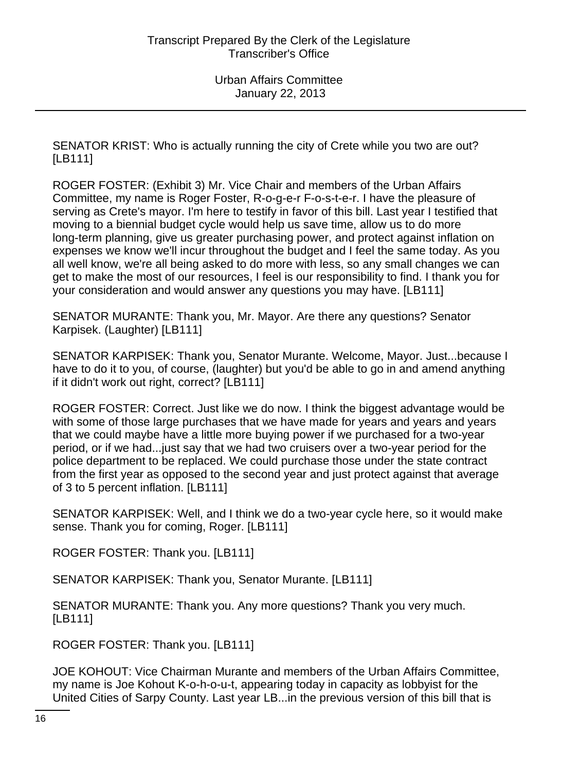SENATOR KRIST: Who is actually running the city of Crete while you two are out? [LB111]

ROGER FOSTER: (Exhibit 3) Mr. Vice Chair and members of the Urban Affairs Committee, my name is Roger Foster, R-o-g-e-r F-o-s-t-e-r. I have the pleasure of serving as Crete's mayor. I'm here to testify in favor of this bill. Last year I testified that moving to a biennial budget cycle would help us save time, allow us to do more long-term planning, give us greater purchasing power, and protect against inflation on expenses we know we'll incur throughout the budget and I feel the same today. As you all well know, we're all being asked to do more with less, so any small changes we can get to make the most of our resources, I feel is our responsibility to find. I thank you for your consideration and would answer any questions you may have. [LB111]

SENATOR MURANTE: Thank you, Mr. Mayor. Are there any questions? Senator Karpisek. (Laughter) [LB111]

SENATOR KARPISEK: Thank you, Senator Murante. Welcome, Mayor. Just...because I have to do it to you, of course, (laughter) but you'd be able to go in and amend anything if it didn't work out right, correct? [LB111]

ROGER FOSTER: Correct. Just like we do now. I think the biggest advantage would be with some of those large purchases that we have made for years and years and years that we could maybe have a little more buying power if we purchased for a two-year period, or if we had...just say that we had two cruisers over a two-year period for the police department to be replaced. We could purchase those under the state contract from the first year as opposed to the second year and just protect against that average of 3 to 5 percent inflation. [LB111]

SENATOR KARPISEK: Well, and I think we do a two-year cycle here, so it would make sense. Thank you for coming, Roger. [LB111]

ROGER FOSTER: Thank you. [LB111]

SENATOR KARPISEK: Thank you, Senator Murante. [LB111]

SENATOR MURANTE: Thank you. Any more questions? Thank you very much. [LB111]

ROGER FOSTER: Thank you. [LB111]

JOE KOHOUT: Vice Chairman Murante and members of the Urban Affairs Committee, my name is Joe Kohout K-o-h-o-u-t, appearing today in capacity as lobbyist for the United Cities of Sarpy County. Last year LB...in the previous version of this bill that is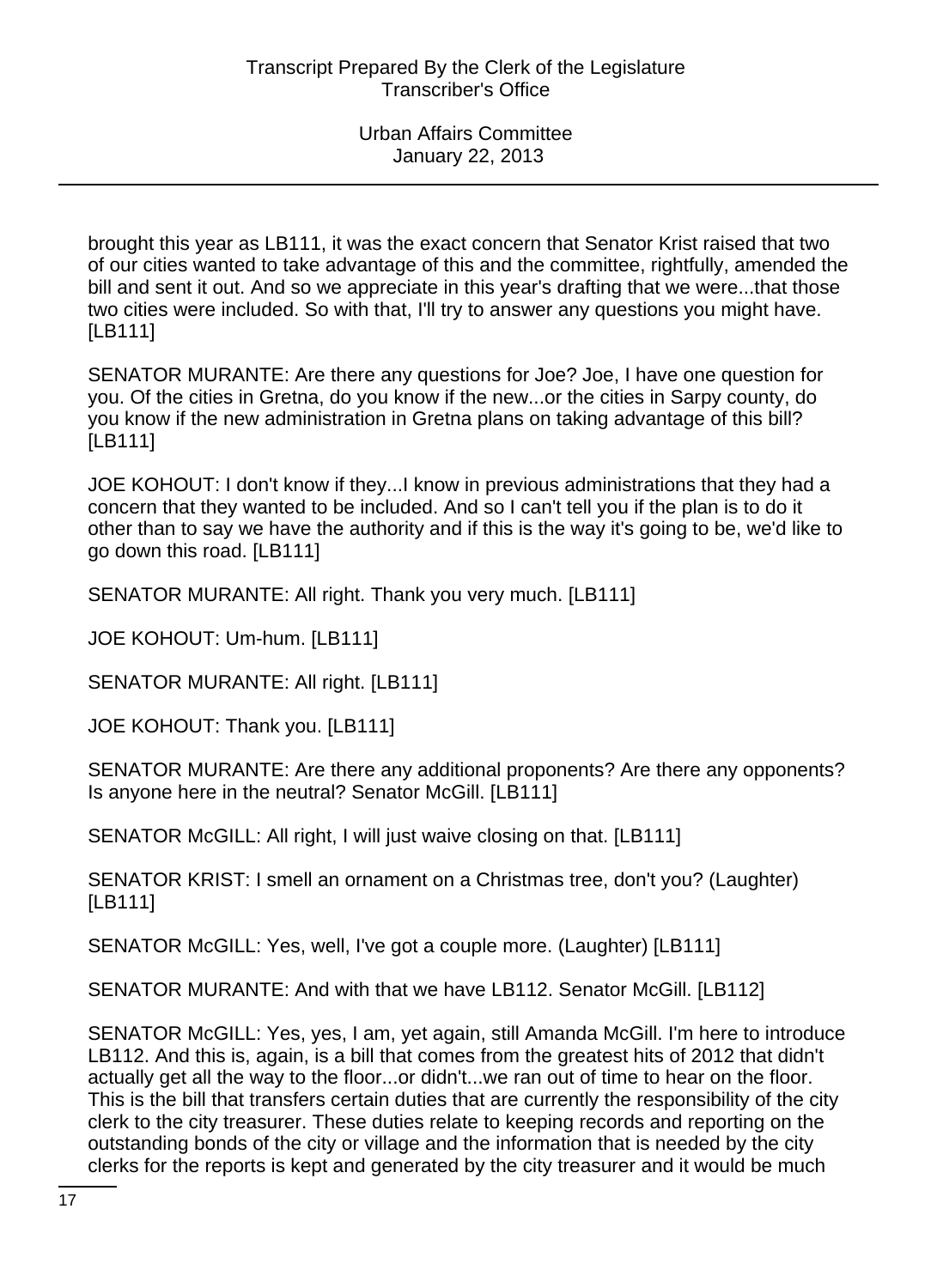brought this year as LB111, it was the exact concern that Senator Krist raised that two of our cities wanted to take advantage of this and the committee, rightfully, amended the bill and sent it out. And so we appreciate in this year's drafting that we were...that those two cities were included. So with that, I'll try to answer any questions you might have. [LB111]

SENATOR MURANTE: Are there any questions for Joe? Joe, I have one question for you. Of the cities in Gretna, do you know if the new...or the cities in Sarpy county, do you know if the new administration in Gretna plans on taking advantage of this bill? [LB111]

JOE KOHOUT: I don't know if they...I know in previous administrations that they had a concern that they wanted to be included. And so I can't tell you if the plan is to do it other than to say we have the authority and if this is the way it's going to be, we'd like to go down this road. [LB111]

SENATOR MURANTE: All right. Thank you very much. [LB111]

JOE KOHOUT: Um-hum. [LB111]

SENATOR MURANTE: All right. [LB111]

JOE KOHOUT: Thank you. [LB111]

SENATOR MURANTE: Are there any additional proponents? Are there any opponents? Is anyone here in the neutral? Senator McGill. [LB111]

SENATOR McGILL: All right, I will just waive closing on that. [LB111]

SENATOR KRIST: I smell an ornament on a Christmas tree, don't you? (Laughter) [LB111]

SENATOR McGILL: Yes, well, I've got a couple more. (Laughter) [LB111]

SENATOR MURANTE: And with that we have LB112. Senator McGill. [LB112]

SENATOR McGILL: Yes, yes, I am, yet again, still Amanda McGill. I'm here to introduce LB112. And this is, again, is a bill that comes from the greatest hits of 2012 that didn't actually get all the way to the floor...or didn't...we ran out of time to hear on the floor. This is the bill that transfers certain duties that are currently the responsibility of the city clerk to the city treasurer. These duties relate to keeping records and reporting on the outstanding bonds of the city or village and the information that is needed by the city clerks for the reports is kept and generated by the city treasurer and it would be much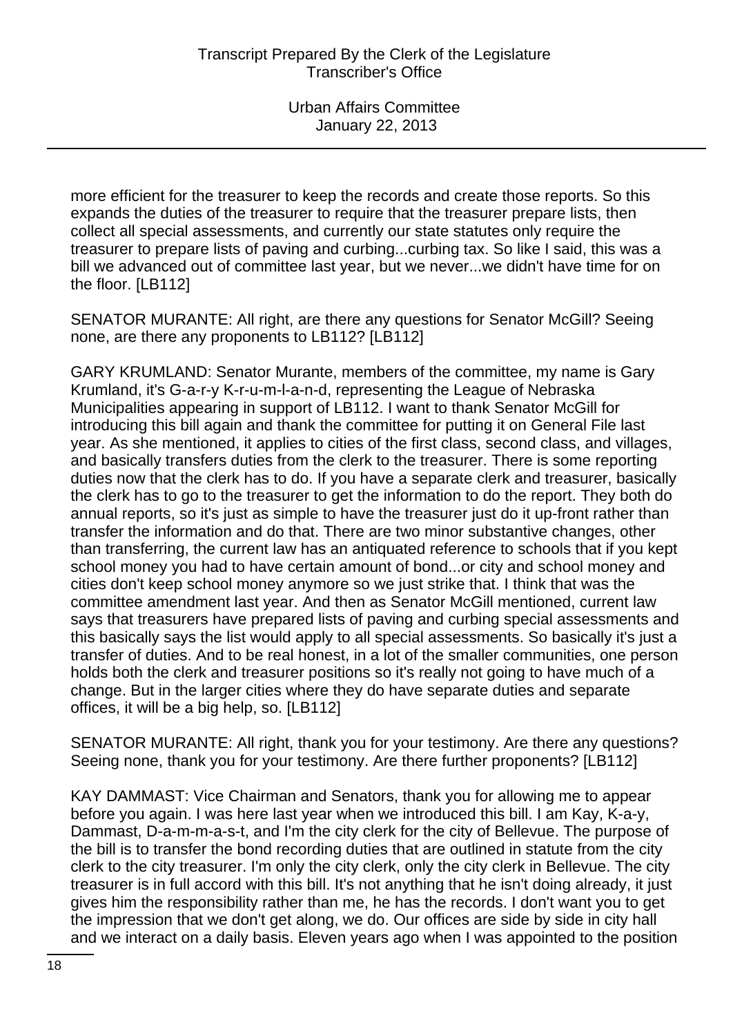more efficient for the treasurer to keep the records and create those reports. So this expands the duties of the treasurer to require that the treasurer prepare lists, then collect all special assessments, and currently our state statutes only require the treasurer to prepare lists of paving and curbing...curbing tax. So like I said, this was a bill we advanced out of committee last year, but we never...we didn't have time for on the floor. [LB112]

SENATOR MURANTE: All right, are there any questions for Senator McGill? Seeing none, are there any proponents to LB112? [LB112]

GARY KRUMLAND: Senator Murante, members of the committee, my name is Gary Krumland, it's G-a-r-y K-r-u-m-l-a-n-d, representing the League of Nebraska Municipalities appearing in support of LB112. I want to thank Senator McGill for introducing this bill again and thank the committee for putting it on General File last year. As she mentioned, it applies to cities of the first class, second class, and villages, and basically transfers duties from the clerk to the treasurer. There is some reporting duties now that the clerk has to do. If you have a separate clerk and treasurer, basically the clerk has to go to the treasurer to get the information to do the report. They both do annual reports, so it's just as simple to have the treasurer just do it up-front rather than transfer the information and do that. There are two minor substantive changes, other than transferring, the current law has an antiquated reference to schools that if you kept school money you had to have certain amount of bond...or city and school money and cities don't keep school money anymore so we just strike that. I think that was the committee amendment last year. And then as Senator McGill mentioned, current law says that treasurers have prepared lists of paving and curbing special assessments and this basically says the list would apply to all special assessments. So basically it's just a transfer of duties. And to be real honest, in a lot of the smaller communities, one person holds both the clerk and treasurer positions so it's really not going to have much of a change. But in the larger cities where they do have separate duties and separate offices, it will be a big help, so. [LB112]

SENATOR MURANTE: All right, thank you for your testimony. Are there any questions? Seeing none, thank you for your testimony. Are there further proponents? [LB112]

KAY DAMMAST: Vice Chairman and Senators, thank you for allowing me to appear before you again. I was here last year when we introduced this bill. I am Kay, K-a-y, Dammast, D-a-m-m-a-s-t, and I'm the city clerk for the city of Bellevue. The purpose of the bill is to transfer the bond recording duties that are outlined in statute from the city clerk to the city treasurer. I'm only the city clerk, only the city clerk in Bellevue. The city treasurer is in full accord with this bill. It's not anything that he isn't doing already, it just gives him the responsibility rather than me, he has the records. I don't want you to get the impression that we don't get along, we do. Our offices are side by side in city hall and we interact on a daily basis. Eleven years ago when I was appointed to the position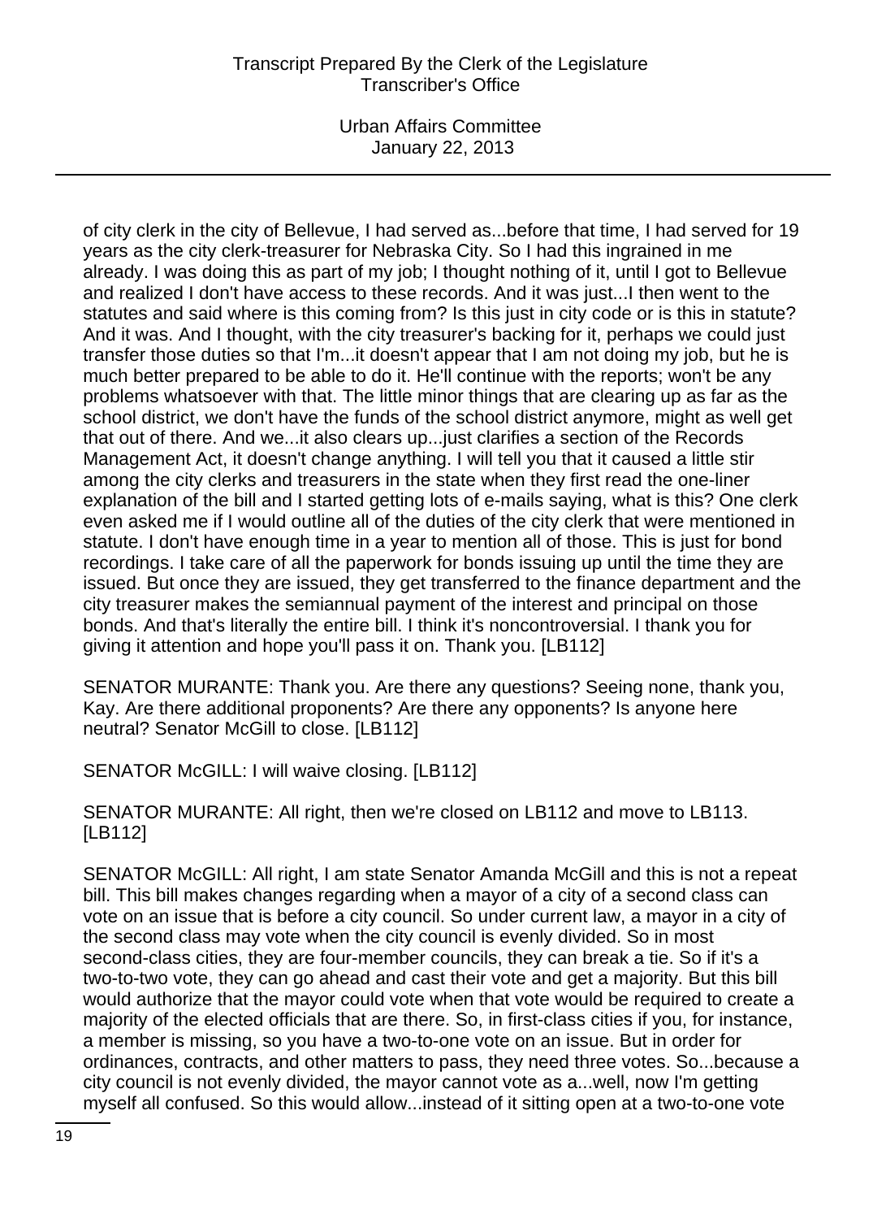of city clerk in the city of Bellevue, I had served as...before that time, I had served for 19 years as the city clerk-treasurer for Nebraska City. So I had this ingrained in me already. I was doing this as part of my job; I thought nothing of it, until I got to Bellevue and realized I don't have access to these records. And it was just...I then went to the statutes and said where is this coming from? Is this just in city code or is this in statute? And it was. And I thought, with the city treasurer's backing for it, perhaps we could just transfer those duties so that I'm...it doesn't appear that I am not doing my job, but he is much better prepared to be able to do it. He'll continue with the reports; won't be any problems whatsoever with that. The little minor things that are clearing up as far as the school district, we don't have the funds of the school district anymore, might as well get that out of there. And we...it also clears up...just clarifies a section of the Records Management Act, it doesn't change anything. I will tell you that it caused a little stir among the city clerks and treasurers in the state when they first read the one-liner explanation of the bill and I started getting lots of e-mails saying, what is this? One clerk even asked me if I would outline all of the duties of the city clerk that were mentioned in statute. I don't have enough time in a year to mention all of those. This is just for bond recordings. I take care of all the paperwork for bonds issuing up until the time they are issued. But once they are issued, they get transferred to the finance department and the city treasurer makes the semiannual payment of the interest and principal on those bonds. And that's literally the entire bill. I think it's noncontroversial. I thank you for giving it attention and hope you'll pass it on. Thank you. [LB112]

SENATOR MURANTE: Thank you. Are there any questions? Seeing none, thank you, Kay. Are there additional proponents? Are there any opponents? Is anyone here neutral? Senator McGill to close. [LB112]

SENATOR McGILL: I will waive closing. [LB112]

SENATOR MURANTE: All right, then we're closed on LB112 and move to LB113. [LB112]

SENATOR McGILL: All right, I am state Senator Amanda McGill and this is not a repeat bill. This bill makes changes regarding when a mayor of a city of a second class can vote on an issue that is before a city council. So under current law, a mayor in a city of the second class may vote when the city council is evenly divided. So in most second-class cities, they are four-member councils, they can break a tie. So if it's a two-to-two vote, they can go ahead and cast their vote and get a majority. But this bill would authorize that the mayor could vote when that vote would be required to create a majority of the elected officials that are there. So, in first-class cities if you, for instance, a member is missing, so you have a two-to-one vote on an issue. But in order for ordinances, contracts, and other matters to pass, they need three votes. So...because a city council is not evenly divided, the mayor cannot vote as a...well, now I'm getting myself all confused. So this would allow...instead of it sitting open at a two-to-one vote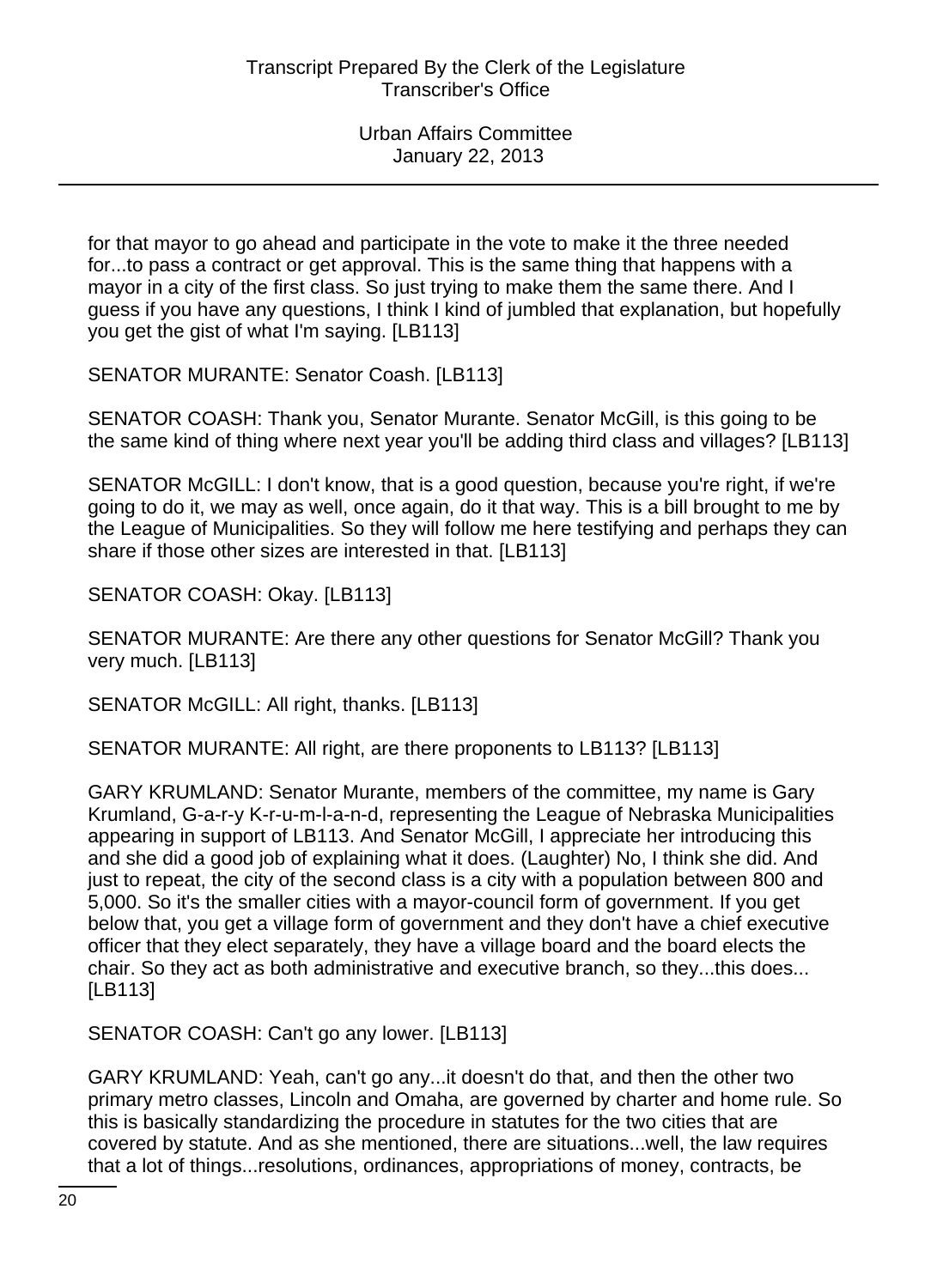for that mayor to go ahead and participate in the vote to make it the three needed for...to pass a contract or get approval. This is the same thing that happens with a mayor in a city of the first class. So just trying to make them the same there. And I guess if you have any questions, I think I kind of jumbled that explanation, but hopefully you get the gist of what I'm saying. [LB113]

SENATOR MURANTE: Senator Coash. [LB113]

SENATOR COASH: Thank you, Senator Murante. Senator McGill, is this going to be the same kind of thing where next year you'll be adding third class and villages? [LB113]

SENATOR McGILL: I don't know, that is a good question, because you're right, if we're going to do it, we may as well, once again, do it that way. This is a bill brought to me by the League of Municipalities. So they will follow me here testifying and perhaps they can share if those other sizes are interested in that. [LB113]

SENATOR COASH: Okay. [LB113]

SENATOR MURANTE: Are there any other questions for Senator McGill? Thank you very much. [LB113]

SENATOR McGILL: All right, thanks. [LB113]

SENATOR MURANTE: All right, are there proponents to LB113? [LB113]

GARY KRUMLAND: Senator Murante, members of the committee, my name is Gary Krumland, G-a-r-y K-r-u-m-l-a-n-d, representing the League of Nebraska Municipalities appearing in support of LB113. And Senator McGill, I appreciate her introducing this and she did a good job of explaining what it does. (Laughter) No, I think she did. And just to repeat, the city of the second class is a city with a population between 800 and 5,000. So it's the smaller cities with a mayor-council form of government. If you get below that, you get a village form of government and they don't have a chief executive officer that they elect separately, they have a village board and the board elects the chair. So they act as both administrative and executive branch, so they...this does... [LB113]

SENATOR COASH: Can't go any lower. [LB113]

GARY KRUMLAND: Yeah, can't go any...it doesn't do that, and then the other two primary metro classes, Lincoln and Omaha, are governed by charter and home rule. So this is basically standardizing the procedure in statutes for the two cities that are covered by statute. And as she mentioned, there are situations...well, the law requires that a lot of things...resolutions, ordinances, appropriations of money, contracts, be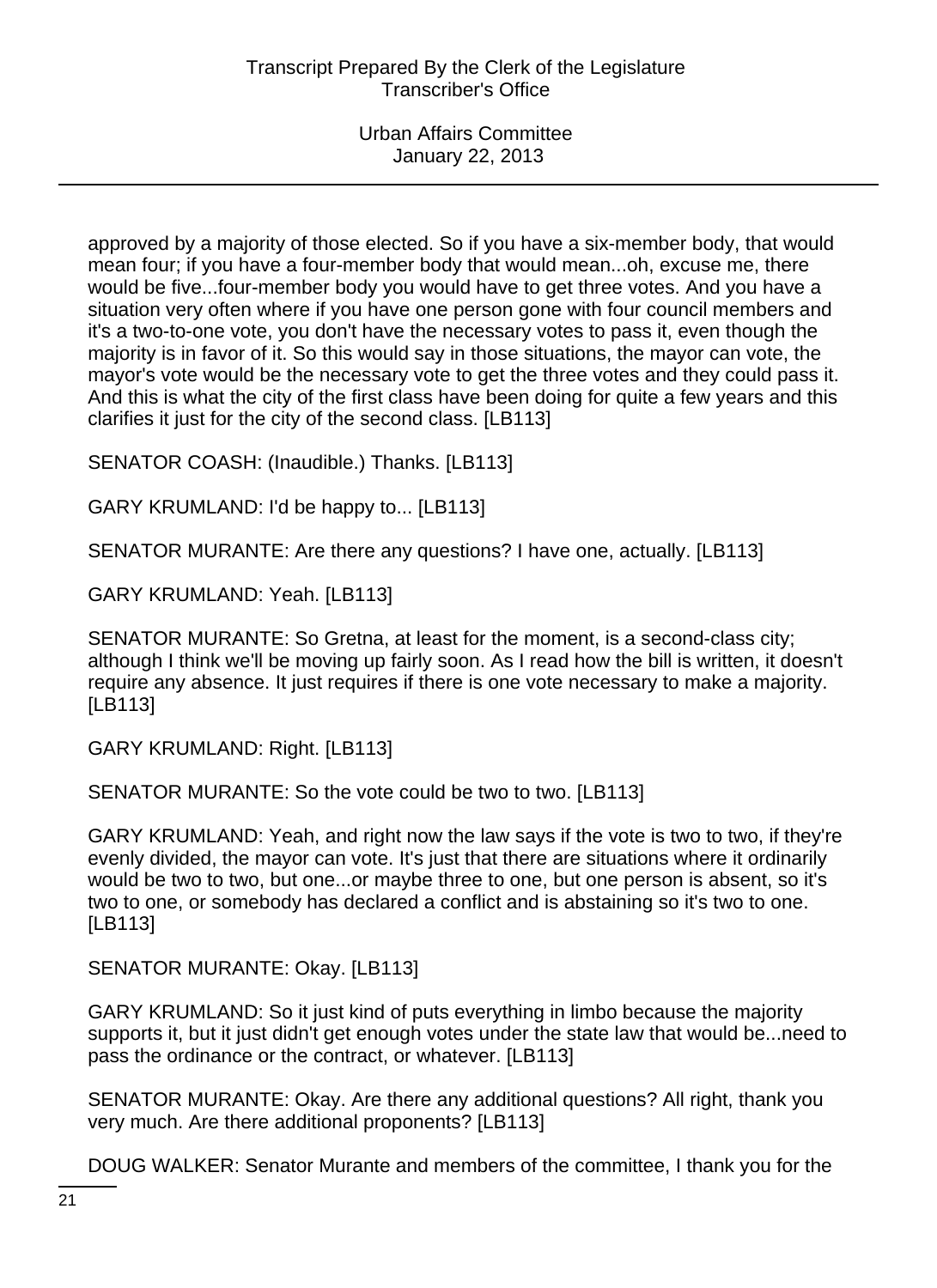approved by a majority of those elected. So if you have a six-member body, that would mean four; if you have a four-member body that would mean...oh, excuse me, there would be five...four-member body you would have to get three votes. And you have a situation very often where if you have one person gone with four council members and it's a two-to-one vote, you don't have the necessary votes to pass it, even though the majority is in favor of it. So this would say in those situations, the mayor can vote, the mayor's vote would be the necessary vote to get the three votes and they could pass it. And this is what the city of the first class have been doing for quite a few years and this clarifies it just for the city of the second class. [LB113]

SENATOR COASH: (Inaudible.) Thanks. [LB113]

GARY KRUMLAND: I'd be happy to... [LB113]

SENATOR MURANTE: Are there any questions? I have one, actually. [LB113]

GARY KRUMLAND: Yeah. [LB113]

SENATOR MURANTE: So Gretna, at least for the moment, is a second-class city; although I think we'll be moving up fairly soon. As I read how the bill is written, it doesn't require any absence. It just requires if there is one vote necessary to make a majority. [LB113]

GARY KRUMLAND: Right. [LB113]

SENATOR MURANTE: So the vote could be two to two. [LB113]

GARY KRUMLAND: Yeah, and right now the law says if the vote is two to two, if they're evenly divided, the mayor can vote. It's just that there are situations where it ordinarily would be two to two, but one...or maybe three to one, but one person is absent, so it's two to one, or somebody has declared a conflict and is abstaining so it's two to one. [LB113]

SENATOR MURANTE: Okay. [LB113]

GARY KRUMLAND: So it just kind of puts everything in limbo because the majority supports it, but it just didn't get enough votes under the state law that would be...need to pass the ordinance or the contract, or whatever. [LB113]

SENATOR MURANTE: Okay. Are there any additional questions? All right, thank you very much. Are there additional proponents? [LB113]

DOUG WALKER: Senator Murante and members of the committee, I thank you for the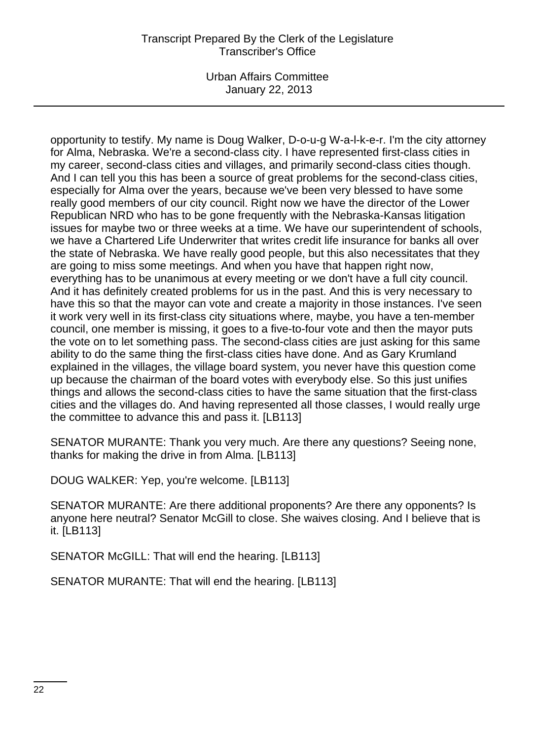opportunity to testify. My name is Doug Walker, D-o-u-g W-a-l-k-e-r. I'm the city attorney for Alma, Nebraska. We're a second-class city. I have represented first-class cities in my career, second-class cities and villages, and primarily second-class cities though. And I can tell you this has been a source of great problems for the second-class cities, especially for Alma over the years, because we've been very blessed to have some really good members of our city council. Right now we have the director of the Lower Republican NRD who has to be gone frequently with the Nebraska-Kansas litigation issues for maybe two or three weeks at a time. We have our superintendent of schools, we have a Chartered Life Underwriter that writes credit life insurance for banks all over the state of Nebraska. We have really good people, but this also necessitates that they are going to miss some meetings. And when you have that happen right now, everything has to be unanimous at every meeting or we don't have a full city council. And it has definitely created problems for us in the past. And this is very necessary to have this so that the mayor can vote and create a majority in those instances. I've seen it work very well in its first-class city situations where, maybe, you have a ten-member council, one member is missing, it goes to a five-to-four vote and then the mayor puts the vote on to let something pass. The second-class cities are just asking for this same ability to do the same thing the first-class cities have done. And as Gary Krumland explained in the villages, the village board system, you never have this question come up because the chairman of the board votes with everybody else. So this just unifies things and allows the second-class cities to have the same situation that the first-class cities and the villages do. And having represented all those classes, I would really urge the committee to advance this and pass it. [LB113]

SENATOR MURANTE: Thank you very much. Are there any questions? Seeing none, thanks for making the drive in from Alma. [LB113]

DOUG WALKER: Yep, you're welcome. [LB113]

SENATOR MURANTE: Are there additional proponents? Are there any opponents? Is anyone here neutral? Senator McGill to close. She waives closing. And I believe that is it. [LB113]

SENATOR McGILL: That will end the hearing. [LB113]

SENATOR MURANTE: That will end the hearing. [LB113]